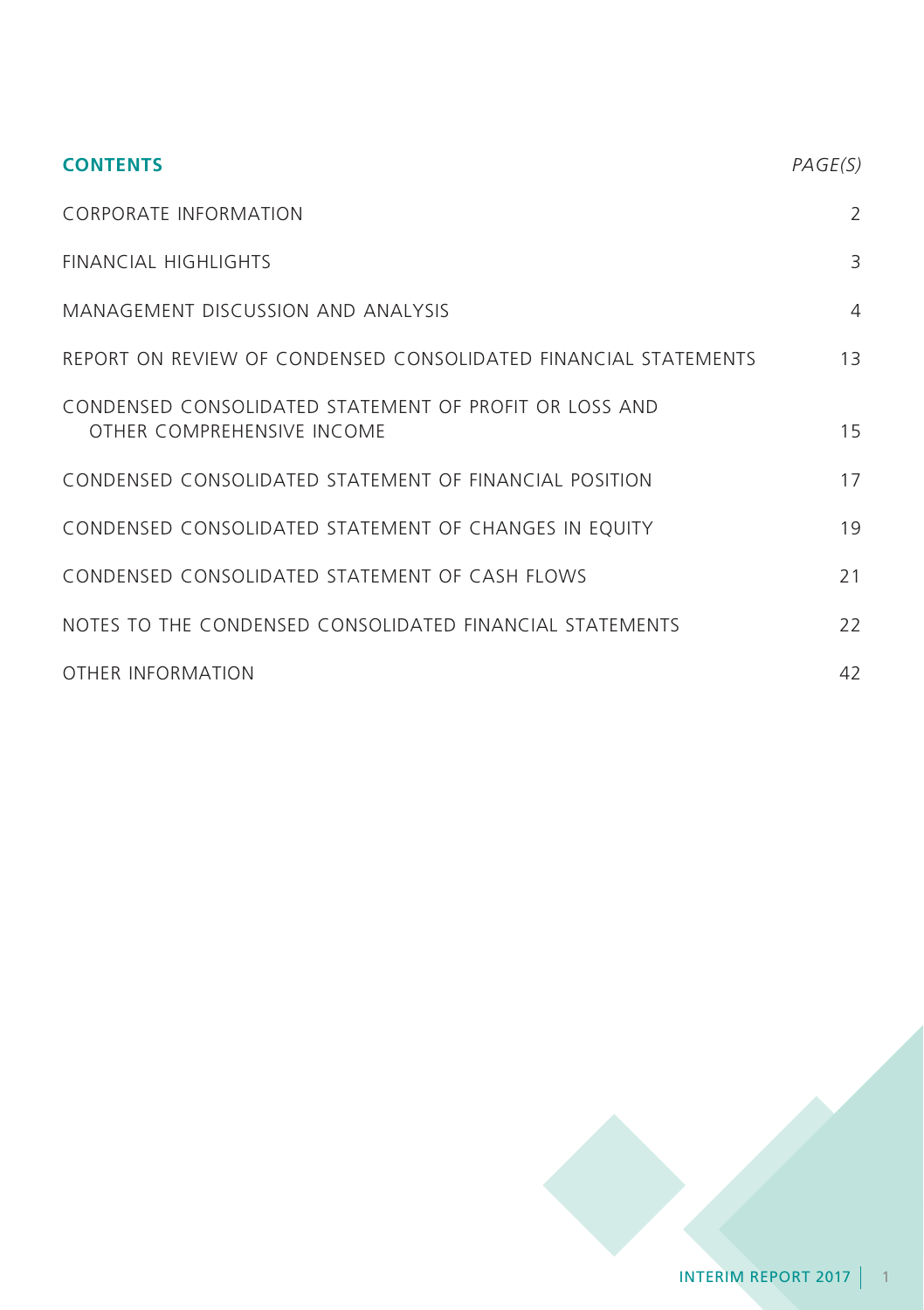## CONTENTS

| | *PAGE(S)* |
|---|---|
| CORPORATE INFORMATION | 2 |
| FINANCIAL HIGHLIGHTS | 3 |
| MANAGEMENT DISCUSSION AND ANALYSIS | 4 |
| REPORT ON REVIEW OF CONDENSED CONSOLIDATED FINANCIAL STATEMENTS | 13 |
| CONDENSED CONSOLIDATED STATEMENT OF PROFIT OR LOSS AND OTHER COMPREHENSIVE INCOME | 15 |
| CONDENSED CONSOLIDATED STATEMENT OF FINANCIAL POSITION | 17 |
| CONDENSED CONSOLIDATED STATEMENT OF CHANGES IN EQUITY | 19 |
| CONDENSED CONSOLIDATED STATEMENT OF CASH FLOWS | 21 |
| NOTES TO THE CONDENSED CONSOLIDATED FINANCIAL STATEMENTS | 22 |
| OTHER INFORMATION | 42 |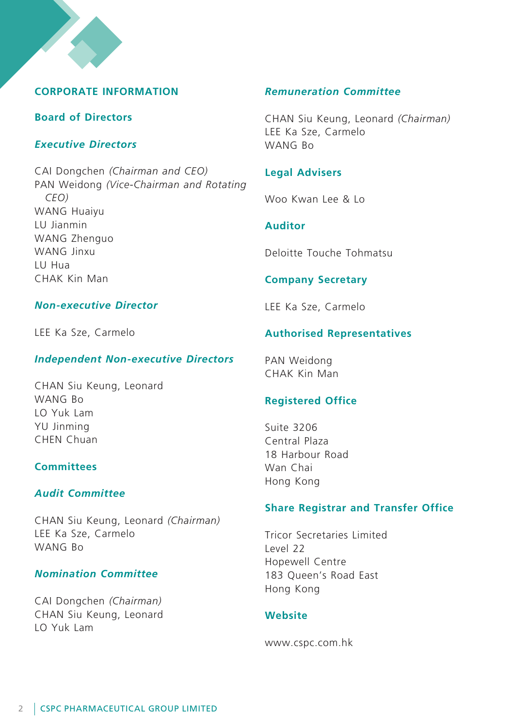# CORPORATE INFORMATION

## Board of Directors

### *Executive Directors*

CAI Dongchen *(Chairman and CEO)*
PAN Weidong *(Vice-Chairman and Rotating CEO)*
WANG Huaiyu
LU Jianmin
WANG Zhenguo
WANG Jinxu
LU Hua
CHAK Kin Man

### *Non-executive Director*

LEE Ka Sze, Carmelo

### *Independent Non-executive Directors*

CHAN Siu Keung, Leonard
WANG Bo
LO Yuk Lam
YU Jinming
CHEN Chuan

## Committees

### *Audit Committee*

CHAN Siu Keung, Leonard *(Chairman)*
LEE Ka Sze, Carmelo
WANG Bo

### *Nomination Committee*

CAI Dongchen *(Chairman)*
CHAN Siu Keung, Leonard
LO Yuk Lam

### *Remuneration Committee*

CHAN Siu Keung, Leonard *(Chairman)*
LEE Ka Sze, Carmelo
WANG Bo

## Legal Advisers

Woo Kwan Lee & Lo

## Auditor

Deloitte Touche Tohmatsu

## Company Secretary

LEE Ka Sze, Carmelo

## Authorised Representatives

PAN Weidong
CHAK Kin Man

## Registered Office

Suite 3206
Central Plaza
18 Harbour Road
Wan Chai
Hong Kong

## Share Registrar and Transfer Office

Tricor Secretaries Limited
Level 22
Hopewell Centre
183 Queen's Road East
Hong Kong

## Website

www.cspc.com.hk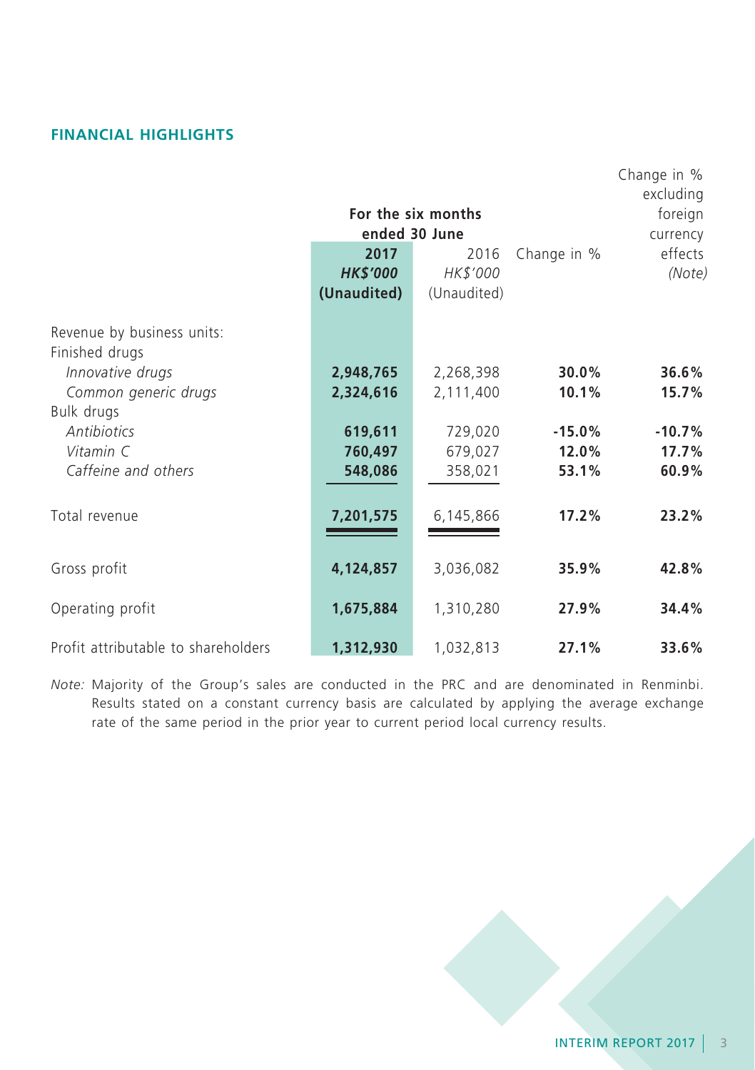## FINANCIAL HIGHLIGHTS

| | For the six months ended 30 June | | | |
|---|---|---|---|---|
| | **2017** | 2016 | Change in % | Change in % excluding foreign currency effects |
| | ***HK$'000*** | *HK$'000* | | *(Note)* |
| | **(Unaudited)** | (Unaudited) | | |
| Revenue by business units: | | | | |
| Finished drugs | | | | |
| *Innovative drugs* | **2,948,765** | 2,268,398 | **30.0%** | **36.6%** |
| *Common generic drugs* | **2,324,616** | 2,111,400 | **10.1%** | **15.7%** |
| Bulk drugs | | | | |
| *Antibiotics* | **619,611** | 729,020 | **-15.0%** | **-10.7%** |
| *Vitamin C* | **760,497** | 679,027 | **12.0%** | **17.7%** |
| *Caffeine and others* | **548,086** | 358,021 | **53.1%** | **60.9%** |
| Total revenue | **7,201,575** | 6,145,866 | **17.2%** | **23.2%** |
| Gross profit | **4,124,857** | 3,036,082 | **35.9%** | **42.8%** |
| Operating profit | **1,675,884** | 1,310,280 | **27.9%** | **34.4%** |
| Profit attributable to shareholders | **1,312,930** | 1,032,813 | **27.1%** | **33.6%** |

*Note:* Majority of the Group's sales are conducted in the PRC and are denominated in Renminbi. Results stated on a constant currency basis are calculated by applying the average exchange rate of the same period in the prior year to current period local currency results.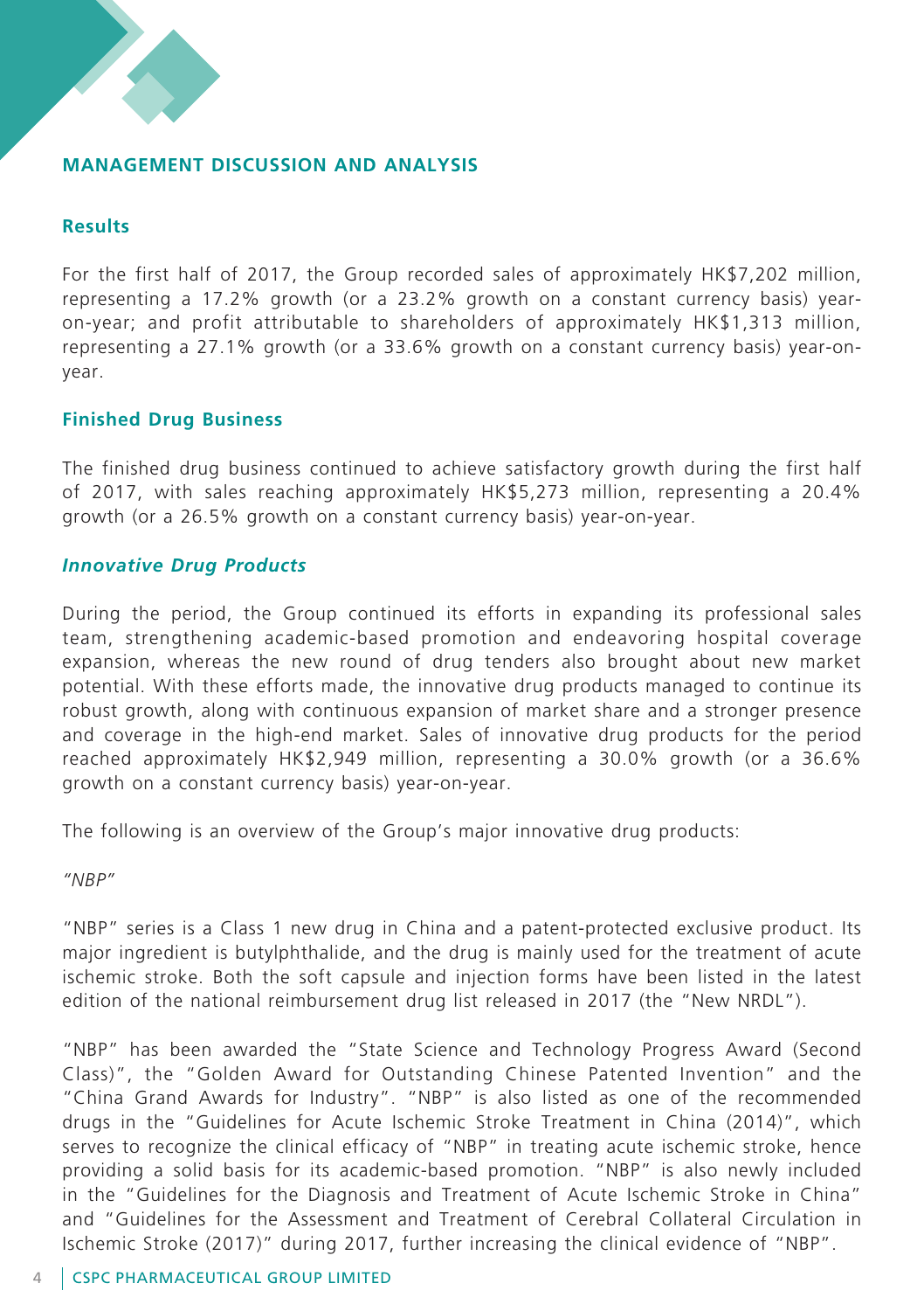## MANAGEMENT DISCUSSION AND ANALYSIS

### Results

For the first half of 2017, the Group recorded sales of approximately HK$7,202 million, representing a 17.2% growth (or a 23.2% growth on a constant currency basis) year-on-year; and profit attributable to shareholders of approximately HK$1,313 million, representing a 27.1% growth (or a 33.6% growth on a constant currency basis) year-on-year.

### Finished Drug Business

The finished drug business continued to achieve satisfactory growth during the first half of 2017, with sales reaching approximately HK$5,273 million, representing a 20.4% growth (or a 26.5% growth on a constant currency basis) year-on-year.

#### *Innovative Drug Products*

During the period, the Group continued its efforts in expanding its professional sales team, strengthening academic-based promotion and endeavoring hospital coverage expansion, whereas the new round of drug tenders also brought about new market potential. With these efforts made, the innovative drug products managed to continue its robust growth, along with continuous expansion of market share and a stronger presence and coverage in the high-end market. Sales of innovative drug products for the period reached approximately HK$2,949 million, representing a 30.0% growth (or a 36.6% growth on a constant currency basis) year-on-year.

The following is an overview of the Group's major innovative drug products:

*"NBP"*

"NBP" series is a Class 1 new drug in China and a patent-protected exclusive product. Its major ingredient is butylphthalide, and the drug is mainly used for the treatment of acute ischemic stroke. Both the soft capsule and injection forms have been listed in the latest edition of the national reimbursement drug list released in 2017 (the "New NRDL").

"NBP" has been awarded the "State Science and Technology Progress Award (Second Class)", the "Golden Award for Outstanding Chinese Patented Invention" and the "China Grand Awards for Industry". "NBP" is also listed as one of the recommended drugs in the "Guidelines for Acute Ischemic Stroke Treatment in China (2014)", which serves to recognize the clinical efficacy of "NBP" in treating acute ischemic stroke, hence providing a solid basis for its academic-based promotion. "NBP" is also newly included in the "Guidelines for the Diagnosis and Treatment of Acute Ischemic Stroke in China" and "Guidelines for the Assessment and Treatment of Cerebral Collateral Circulation in Ischemic Stroke (2017)" during 2017, further increasing the clinical evidence of "NBP".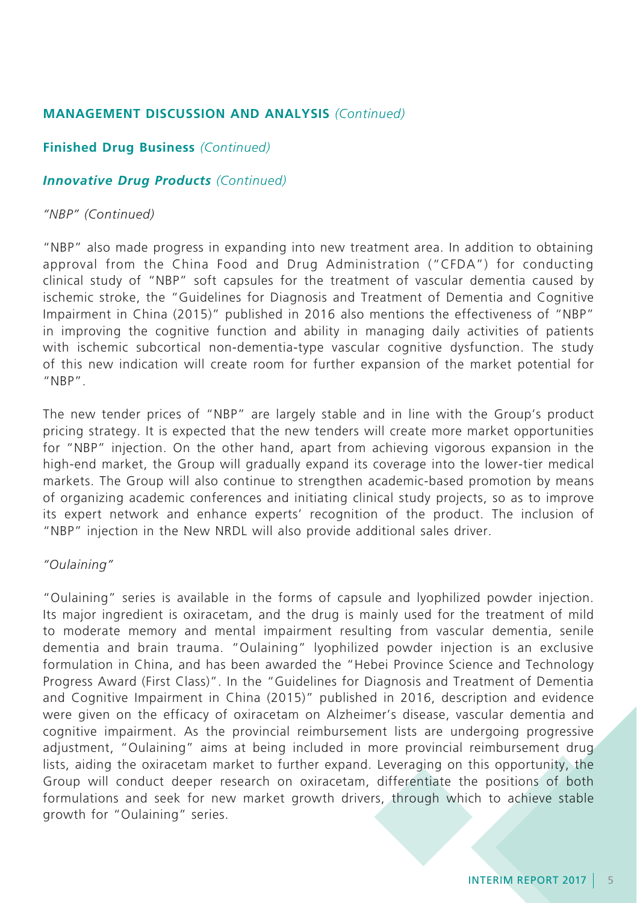## MANAGEMENT DISCUSSION AND ANALYSIS *(Continued)*

### Finished Drug Business *(Continued)*

#### ***Innovative Drug Products*** *(Continued)*

*"NBP" (Continued)*

"NBP" also made progress in expanding into new treatment area. In addition to obtaining approval from the China Food and Drug Administration ("CFDA") for conducting clinical study of "NBP" soft capsules for the treatment of vascular dementia caused by ischemic stroke, the "Guidelines for Diagnosis and Treatment of Dementia and Cognitive Impairment in China (2015)" published in 2016 also mentions the effectiveness of "NBP" in improving the cognitive function and ability in managing daily activities of patients with ischemic subcortical non-dementia-type vascular cognitive dysfunction. The study of this new indication will create room for further expansion of the market potential for "NBP".

The new tender prices of "NBP" are largely stable and in line with the Group's product pricing strategy. It is expected that the new tenders will create more market opportunities for "NBP" injection. On the other hand, apart from achieving vigorous expansion in the high-end market, the Group will gradually expand its coverage into the lower-tier medical markets. The Group will also continue to strengthen academic-based promotion by means of organizing academic conferences and initiating clinical study projects, so as to improve its expert network and enhance experts' recognition of the product. The inclusion of "NBP" injection in the New NRDL will also provide additional sales driver.

*"Oulaining"*

"Oulaining" series is available in the forms of capsule and lyophilized powder injection. Its major ingredient is oxiracetam, and the drug is mainly used for the treatment of mild to moderate memory and mental impairment resulting from vascular dementia, senile dementia and brain trauma. "Oulaining" lyophilized powder injection is an exclusive formulation in China, and has been awarded the "Hebei Province Science and Technology Progress Award (First Class)". In the "Guidelines for Diagnosis and Treatment of Dementia and Cognitive Impairment in China (2015)" published in 2016, description and evidence were given on the efficacy of oxiracetam on Alzheimer's disease, vascular dementia and cognitive impairment. As the provincial reimbursement lists are undergoing progressive adjustment, "Oulaining" aims at being included in more provincial reimbursement drug lists, aiding the oxiracetam market to further expand. Leveraging on this opportunity, the Group will conduct deeper research on oxiracetam, differentiate the positions of both formulations and seek for new market growth drivers, through which to achieve stable growth for "Oulaining" series.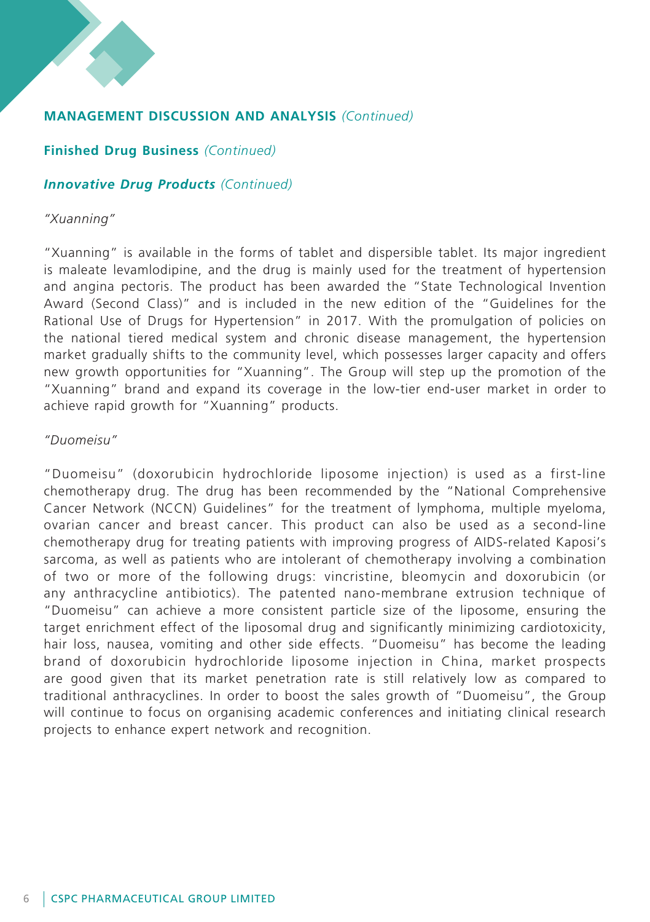## MANAGEMENT DISCUSSION AND ANALYSIS *(Continued)*

### Finished Drug Business *(Continued)*

#### ***Innovative Drug Products*** *(Continued)*

*"Xuanning"*

"Xuanning" is available in the forms of tablet and dispersible tablet. Its major ingredient is maleate levamlodipine, and the drug is mainly used for the treatment of hypertension and angina pectoris. The product has been awarded the "State Technological Invention Award (Second Class)" and is included in the new edition of the "Guidelines for the Rational Use of Drugs for Hypertension" in 2017. With the promulgation of policies on the national tiered medical system and chronic disease management, the hypertension market gradually shifts to the community level, which possesses larger capacity and offers new growth opportunities for "Xuanning". The Group will step up the promotion of the "Xuanning" brand and expand its coverage in the low-tier end-user market in order to achieve rapid growth for "Xuanning" products.

*"Duomeisu"*

"Duomeisu" (doxorubicin hydrochloride liposome injection) is used as a first-line chemotherapy drug. The drug has been recommended by the "National Comprehensive Cancer Network (NCCN) Guidelines" for the treatment of lymphoma, multiple myeloma, ovarian cancer and breast cancer. This product can also be used as a second-line chemotherapy drug for treating patients with improving progress of AIDS-related Kaposi's sarcoma, as well as patients who are intolerant of chemotherapy involving a combination of two or more of the following drugs: vincristine, bleomycin and doxorubicin (or any anthracycline antibiotics). The patented nano-membrane extrusion technique of "Duomeisu" can achieve a more consistent particle size of the liposome, ensuring the target enrichment effect of the liposomal drug and significantly minimizing cardiotoxicity, hair loss, nausea, vomiting and other side effects. "Duomeisu" has become the leading brand of doxorubicin hydrochloride liposome injection in China, market prospects are good given that its market penetration rate is still relatively low as compared to traditional anthracyclines. In order to boost the sales growth of "Duomeisu", the Group will continue to focus on organising academic conferences and initiating clinical research projects to enhance expert network and recognition.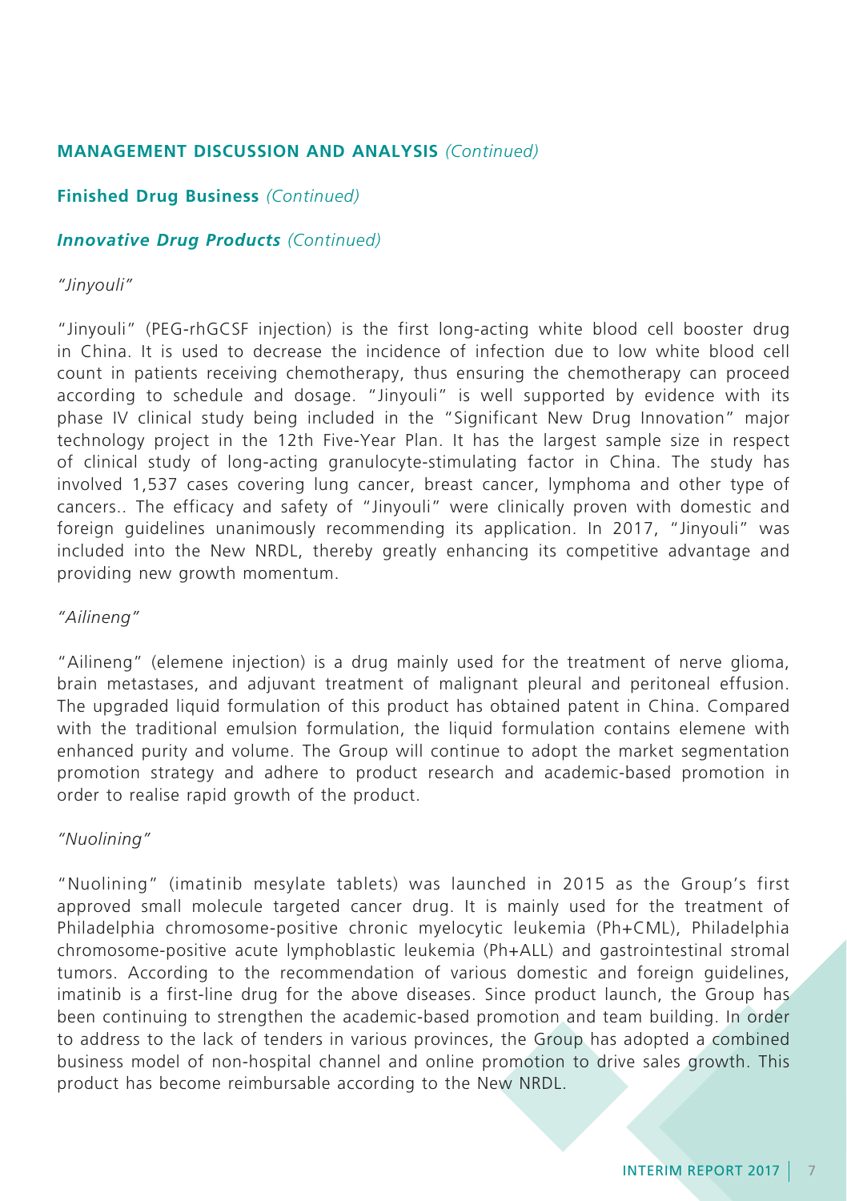## MANAGEMENT DISCUSSION AND ANALYSIS *(Continued)*

### Finished Drug Business *(Continued)*

#### *Innovative Drug Products* *(Continued)*

*"Jinyouli"*

"Jinyouli" (PEG-rhGCSF injection) is the first long-acting white blood cell booster drug in China. It is used to decrease the incidence of infection due to low white blood cell count in patients receiving chemotherapy, thus ensuring the chemotherapy can proceed according to schedule and dosage. "Jinyouli" is well supported by evidence with its phase IV clinical study being included in the "Significant New Drug Innovation" major technology project in the 12th Five-Year Plan. It has the largest sample size in respect of clinical study of long-acting granulocyte-stimulating factor in China. The study has involved 1,537 cases covering lung cancer, breast cancer, lymphoma and other type of cancers.. The efficacy and safety of "Jinyouli" were clinically proven with domestic and foreign guidelines unanimously recommending its application. In 2017, "Jinyouli" was included into the New NRDL, thereby greatly enhancing its competitive advantage and providing new growth momentum.

*"Ailineng"*

"Ailineng" (elemene injection) is a drug mainly used for the treatment of nerve glioma, brain metastases, and adjuvant treatment of malignant pleural and peritoneal effusion. The upgraded liquid formulation of this product has obtained patent in China. Compared with the traditional emulsion formulation, the liquid formulation contains elemene with enhanced purity and volume. The Group will continue to adopt the market segmentation promotion strategy and adhere to product research and academic-based promotion in order to realise rapid growth of the product.

*"Nuolining"*

"Nuolining" (imatinib mesylate tablets) was launched in 2015 as the Group's first approved small molecule targeted cancer drug. It is mainly used for the treatment of Philadelphia chromosome-positive chronic myelocytic leukemia (Ph+CML), Philadelphia chromosome-positive acute lymphoblastic leukemia (Ph+ALL) and gastrointestinal stromal tumors. According to the recommendation of various domestic and foreign guidelines, imatinib is a first-line drug for the above diseases. Since product launch, the Group has been continuing to strengthen the academic-based promotion and team building. In order to address to the lack of tenders in various provinces, the Group has adopted a combined business model of non-hospital channel and online promotion to drive sales growth. This product has become reimbursable according to the New NRDL.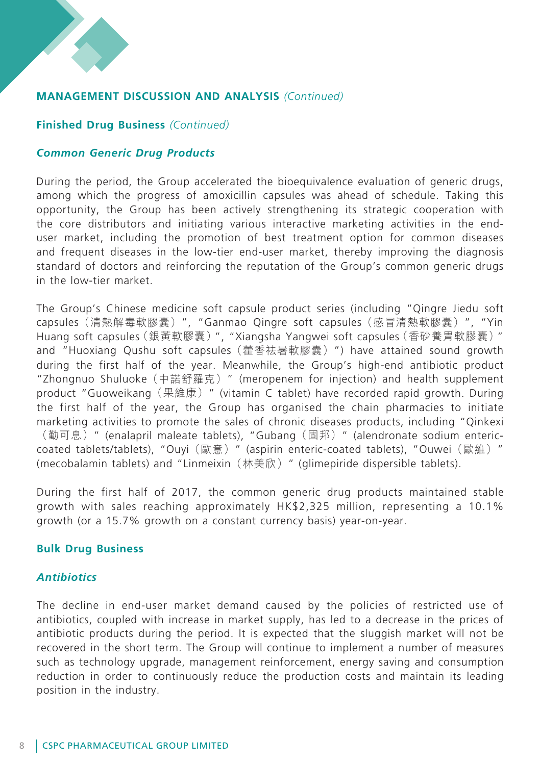## MANAGEMENT DISCUSSION AND ANALYSIS *(Continued)*

### Finished Drug Business *(Continued)*

#### *Common Generic Drug Products*

During the period, the Group accelerated the bioequivalence evaluation of generic drugs, among which the progress of amoxicillin capsules was ahead of schedule. Taking this opportunity, the Group has been actively strengthening its strategic cooperation with the core distributors and initiating various interactive marketing activities in the end-user market, including the promotion of best treatment option for common diseases and frequent diseases in the low-tier end-user market, thereby improving the diagnosis standard of doctors and reinforcing the reputation of the Group's common generic drugs in the low-tier market.

The Group's Chinese medicine soft capsule product series (including "Qingre Jiedu soft capsules（清熱解毒軟膠囊）", "Ganmao Qingre soft capsules（感冒清熱軟膠囊）", "Yin Huang soft capsules（銀黃軟膠囊）", "Xiangsha Yangwei soft capsules（香砂養胃軟膠囊）" and "Huoxiang Qushu soft capsules（藿香祛暑軟膠囊）") have attained sound growth during the first half of the year. Meanwhile, the Group's high-end antibiotic product "Zhongnuo Shuluoke（中諾舒羅克）" (meropenem for injection) and health supplement product "Guoweikang（果維康）" (vitamin C tablet) have recorded rapid growth. During the first half of the year, the Group has organised the chain pharmacies to initiate marketing activities to promote the sales of chronic diseases products, including "Qinkexi（勤可息）" (enalapril maleate tablets), "Gubang（固邦）" (alendronate sodium enteric-coated tablets/tablets), "Ouyi（歐意）" (aspirin enteric-coated tablets), "Ouwei（歐維）" (mecobalamin tablets) and "Linmeixin（林美欣）" (glimepiride dispersible tablets).

During the first half of 2017, the common generic drug products maintained stable growth with sales reaching approximately HK$2,325 million, representing a 10.1% growth (or a 15.7% growth on a constant currency basis) year-on-year.

### Bulk Drug Business

#### *Antibiotics*

The decline in end-user market demand caused by the policies of restricted use of antibiotics, coupled with increase in market supply, has led to a decrease in the prices of antibiotic products during the period. It is expected that the sluggish market will not be recovered in the short term. The Group will continue to implement a number of measures such as technology upgrade, management reinforcement, energy saving and consumption reduction in order to continuously reduce the production costs and maintain its leading position in the industry.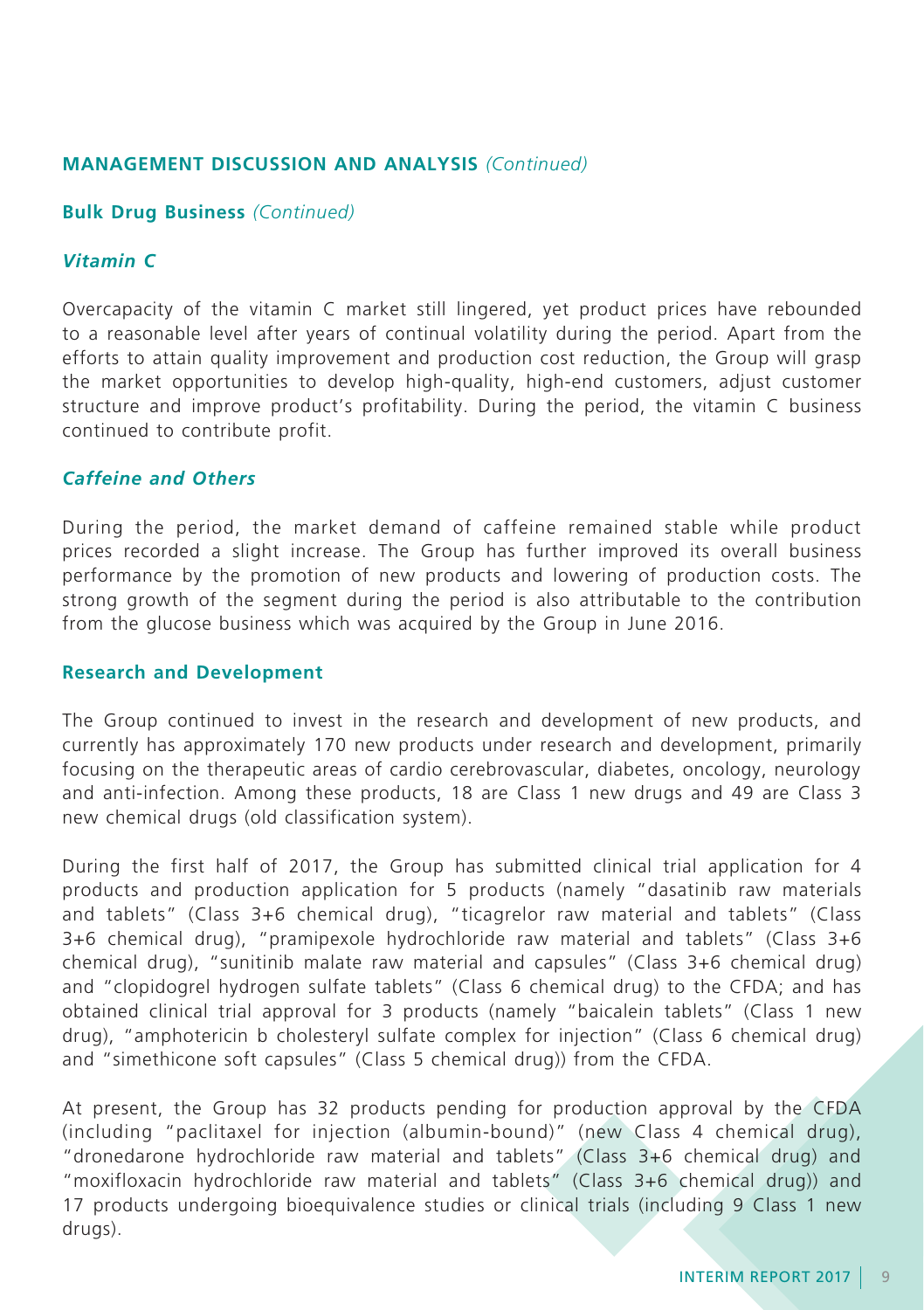## MANAGEMENT DISCUSSION AND ANALYSIS *(Continued)*

### Bulk Drug Business *(Continued)*

#### *Vitamin C*

Overcapacity of the vitamin C market still lingered, yet product prices have rebounded to a reasonable level after years of continual volatility during the period. Apart from the efforts to attain quality improvement and production cost reduction, the Group will grasp the market opportunities to develop high-quality, high-end customers, adjust customer structure and improve product's profitability. During the period, the vitamin C business continued to contribute profit.

#### *Caffeine and Others*

During the period, the market demand of caffeine remained stable while product prices recorded a slight increase. The Group has further improved its overall business performance by the promotion of new products and lowering of production costs. The strong growth of the segment during the period is also attributable to the contribution from the glucose business which was acquired by the Group in June 2016.

### Research and Development

The Group continued to invest in the research and development of new products, and currently has approximately 170 new products under research and development, primarily focusing on the therapeutic areas of cardio cerebrovascular, diabetes, oncology, neurology and anti-infection. Among these products, 18 are Class 1 new drugs and 49 are Class 3 new chemical drugs (old classification system).

During the first half of 2017, the Group has submitted clinical trial application for 4 products and production application for 5 products (namely "dasatinib raw materials and tablets" (Class 3+6 chemical drug), "ticagrelor raw material and tablets" (Class 3+6 chemical drug), "pramipexole hydrochloride raw material and tablets" (Class 3+6 chemical drug), "sunitinib malate raw material and capsules" (Class 3+6 chemical drug) and "clopidogrel hydrogen sulfate tablets" (Class 6 chemical drug) to the CFDA; and has obtained clinical trial approval for 3 products (namely "baicalein tablets" (Class 1 new drug), "amphotericin b cholesteryl sulfate complex for injection" (Class 6 chemical drug) and "simethicone soft capsules" (Class 5 chemical drug)) from the CFDA.

At present, the Group has 32 products pending for production approval by the CFDA (including "paclitaxel for injection (albumin-bound)" (new Class 4 chemical drug), "dronedarone hydrochloride raw material and tablets" (Class 3+6 chemical drug) and "moxifloxacin hydrochloride raw material and tablets" (Class 3+6 chemical drug)) and 17 products undergoing bioequivalence studies or clinical trials (including 9 Class 1 new drugs).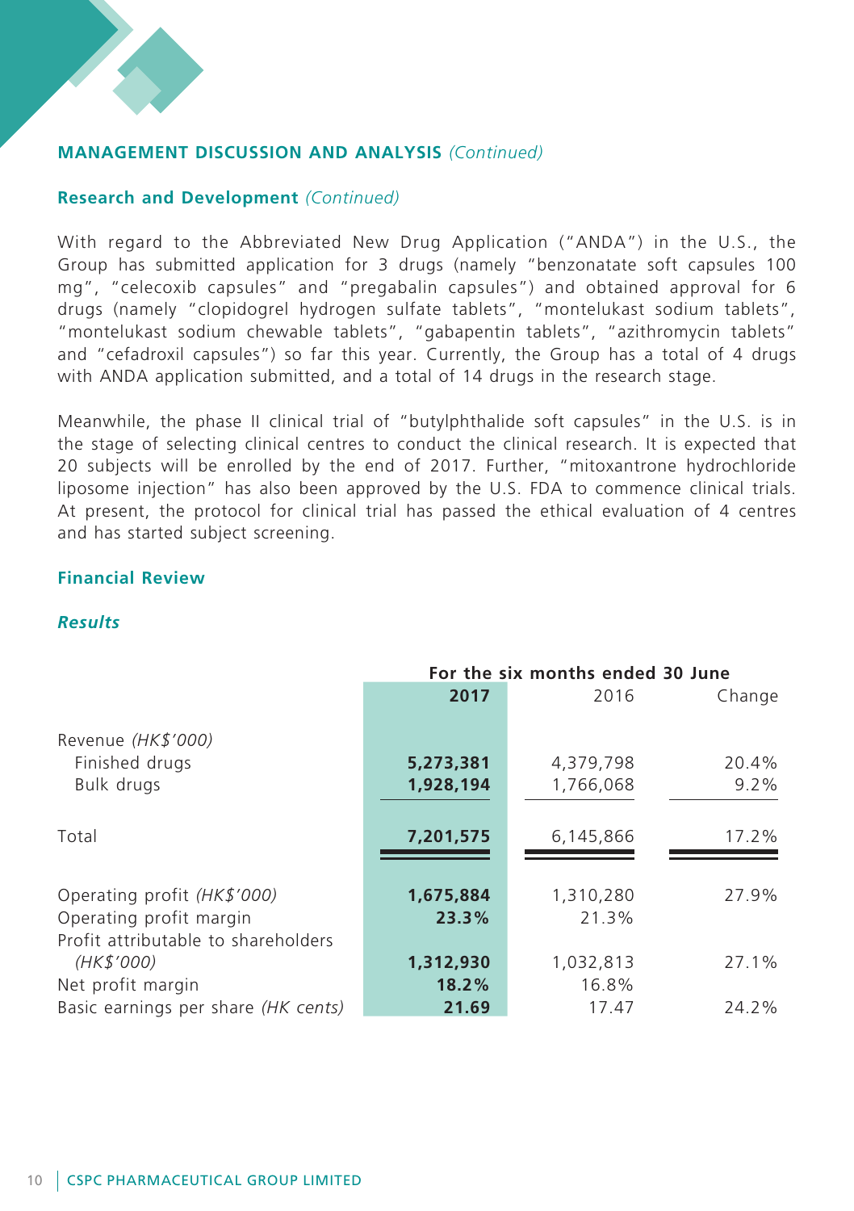## MANAGEMENT DISCUSSION AND ANALYSIS *(Continued)*

### Research and Development *(Continued)*

With regard to the Abbreviated New Drug Application ("ANDA") in the U.S., the Group has submitted application for 3 drugs (namely "benzonatate soft capsules 100 mg", "celecoxib capsules" and "pregabalin capsules") and obtained approval for 6 drugs (namely "clopidogrel hydrogen sulfate tablets", "montelukast sodium tablets", "montelukast sodium chewable tablets", "gabapentin tablets", "azithromycin tablets" and "cefadroxil capsules") so far this year. Currently, the Group has a total of 4 drugs with ANDA application submitted, and a total of 14 drugs in the research stage.

Meanwhile, the phase II clinical trial of "butylphthalide soft capsules" in the U.S. is in the stage of selecting clinical centres to conduct the clinical research. It is expected that 20 subjects will be enrolled by the end of 2017. Further, "mitoxantrone hydrochloride liposome injection" has also been approved by the U.S. FDA to commence clinical trials. At present, the protocol for clinical trial has passed the ethical evaluation of 4 centres and has started subject screening.

### Financial Review

#### *Results*

| | For the six months ended 30 June | | |
|---|---|---|---|
| | **2017** | 2016 | Change |
| Revenue *(HK$'000)* | | | |
| Finished drugs | **5,273,381** | 4,379,798 | 20.4% |
| Bulk drugs | **1,928,194** | 1,766,068 | 9.2% |
| Total | **7,201,575** | 6,145,866 | 17.2% |
| Operating profit *(HK$'000)* | **1,675,884** | 1,310,280 | 27.9% |
| Operating profit margin | **23.3%** | 21.3% | |
| Profit attributable to shareholders *(HK$'000)* | **1,312,930** | 1,032,813 | 27.1% |
| Net profit margin | **18.2%** | 16.8% | |
| Basic earnings per share *(HK cents)* | **21.69** | 17.47 | 24.2% |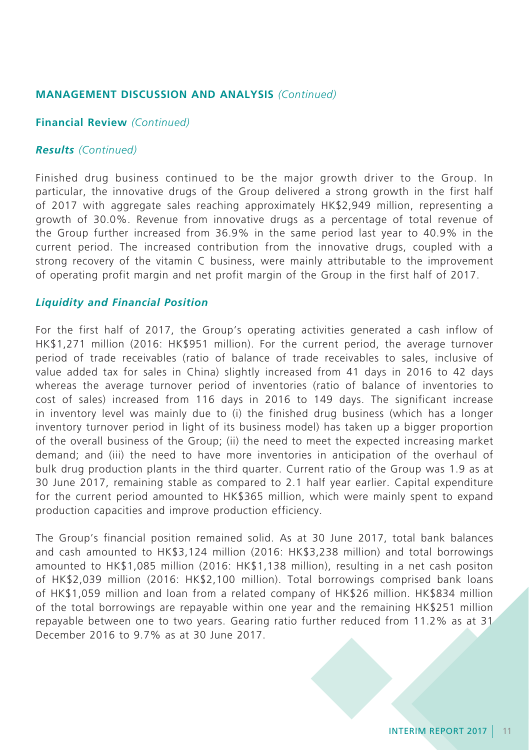## MANAGEMENT DISCUSSION AND ANALYSIS *(Continued)*

### Financial Review *(Continued)*

#### *Results (Continued)*

Finished drug business continued to be the major growth driver to the Group. In particular, the innovative drugs of the Group delivered a strong growth in the first half of 2017 with aggregate sales reaching approximately HK$2,949 million, representing a growth of 30.0%. Revenue from innovative drugs as a percentage of total revenue of the Group further increased from 36.9% in the same period last year to 40.9% in the current period. The increased contribution from the innovative drugs, coupled with a strong recovery of the vitamin C business, were mainly attributable to the improvement of operating profit margin and net profit margin of the Group in the first half of 2017.

#### *Liquidity and Financial Position*

For the first half of 2017, the Group's operating activities generated a cash inflow of HK$1,271 million (2016: HK$951 million). For the current period, the average turnover period of trade receivables (ratio of balance of trade receivables to sales, inclusive of value added tax for sales in China) slightly increased from 41 days in 2016 to 42 days whereas the average turnover period of inventories (ratio of balance of inventories to cost of sales) increased from 116 days in 2016 to 149 days. The significant increase in inventory level was mainly due to (i) the finished drug business (which has a longer inventory turnover period in light of its business model) has taken up a bigger proportion of the overall business of the Group; (ii) the need to meet the expected increasing market demand; and (iii) the need to have more inventories in anticipation of the overhaul of bulk drug production plants in the third quarter. Current ratio of the Group was 1.9 as at 30 June 2017, remaining stable as compared to 2.1 half year earlier. Capital expenditure for the current period amounted to HK$365 million, which were mainly spent to expand production capacities and improve production efficiency.

The Group's financial position remained solid. As at 30 June 2017, total bank balances and cash amounted to HK$3,124 million (2016: HK$3,238 million) and total borrowings amounted to HK$1,085 million (2016: HK$1,138 million), resulting in a net cash positon of HK$2,039 million (2016: HK$2,100 million). Total borrowings comprised bank loans of HK$1,059 million and loan from a related company of HK$26 million. HK$834 million of the total borrowings are repayable within one year and the remaining HK$251 million repayable between one to two years. Gearing ratio further reduced from 11.2% as at 31 December 2016 to 9.7% as at 30 June 2017.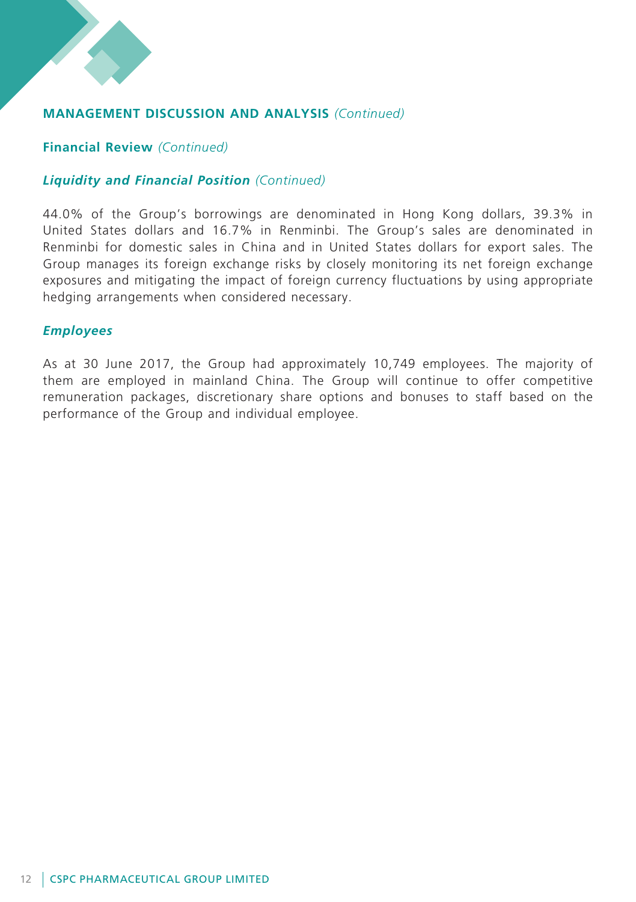## MANAGEMENT DISCUSSION AND ANALYSIS *(Continued)*

### Financial Review *(Continued)*

#### *Liquidity and Financial Position (Continued)*

44.0% of the Group's borrowings are denominated in Hong Kong dollars, 39.3% in United States dollars and 16.7% in Renminbi. The Group's sales are denominated in Renminbi for domestic sales in China and in United States dollars for export sales. The Group manages its foreign exchange risks by closely monitoring its net foreign exchange exposures and mitigating the impact of foreign currency fluctuations by using appropriate hedging arrangements when considered necessary.

#### *Employees*

As at 30 June 2017, the Group had approximately 10,749 employees. The majority of them are employed in mainland China. The Group will continue to offer competitive remuneration packages, discretionary share options and bonuses to staff based on the performance of the Group and individual employee.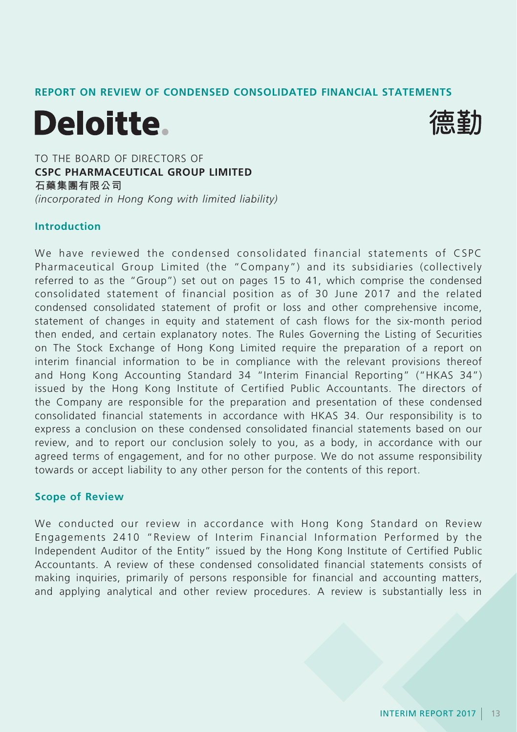## REPORT ON REVIEW OF CONDENSED CONSOLIDATED FINANCIAL STATEMENTS

**Deloitte.** 德勤

TO THE BOARD OF DIRECTORS OF
**CSPC PHARMACEUTICAL GROUP LIMITED**
**石藥集團有限公司**
*(incorporated in Hong Kong with limited liability)*

### Introduction

We have reviewed the condensed consolidated financial statements of CSPC Pharmaceutical Group Limited (the "Company") and its subsidiaries (collectively referred to as the "Group") set out on pages 15 to 41, which comprise the condensed consolidated statement of financial position as of 30 June 2017 and the related condensed consolidated statement of profit or loss and other comprehensive income, statement of changes in equity and statement of cash flows for the six-month period then ended, and certain explanatory notes. The Rules Governing the Listing of Securities on The Stock Exchange of Hong Kong Limited require the preparation of a report on interim financial information to be in compliance with the relevant provisions thereof and Hong Kong Accounting Standard 34 "Interim Financial Reporting" ("HKAS 34") issued by the Hong Kong Institute of Certified Public Accountants. The directors of the Company are responsible for the preparation and presentation of these condensed consolidated financial statements in accordance with HKAS 34. Our responsibility is to express a conclusion on these condensed consolidated financial statements based on our review, and to report our conclusion solely to you, as a body, in accordance with our agreed terms of engagement, and for no other purpose. We do not assume responsibility towards or accept liability to any other person for the contents of this report.

### Scope of Review

We conducted our review in accordance with Hong Kong Standard on Review Engagements 2410 "Review of Interim Financial Information Performed by the Independent Auditor of the Entity" issued by the Hong Kong Institute of Certified Public Accountants. A review of these condensed consolidated financial statements consists of making inquiries, primarily of persons responsible for financial and accounting matters, and applying analytical and other review procedures. A review is substantially less in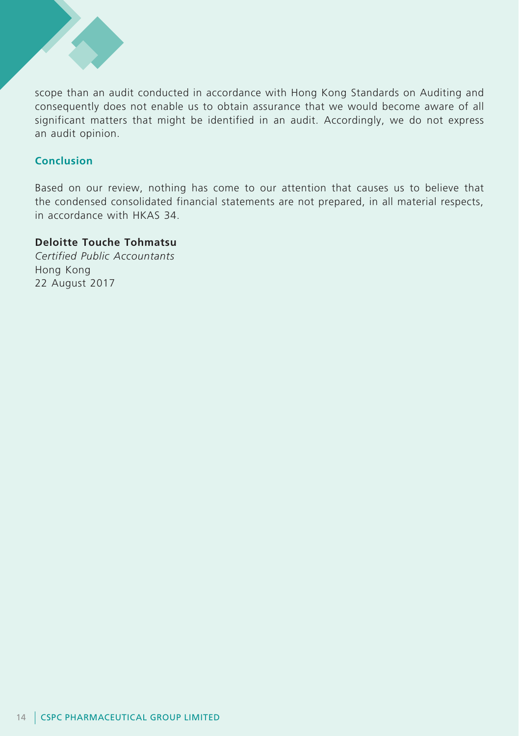scope than an audit conducted in accordance with Hong Kong Standards on Auditing and consequently does not enable us to obtain assurance that we would become aware of all significant matters that might be identified in an audit. Accordingly, we do not express an audit opinion.

## Conclusion

Based on our review, nothing has come to our attention that causes us to believe that the condensed consolidated financial statements are not prepared, in all material respects, in accordance with HKAS 34.

**Deloitte Touche Tohmatsu**
*Certified Public Accountants*
Hong Kong
22 August 2017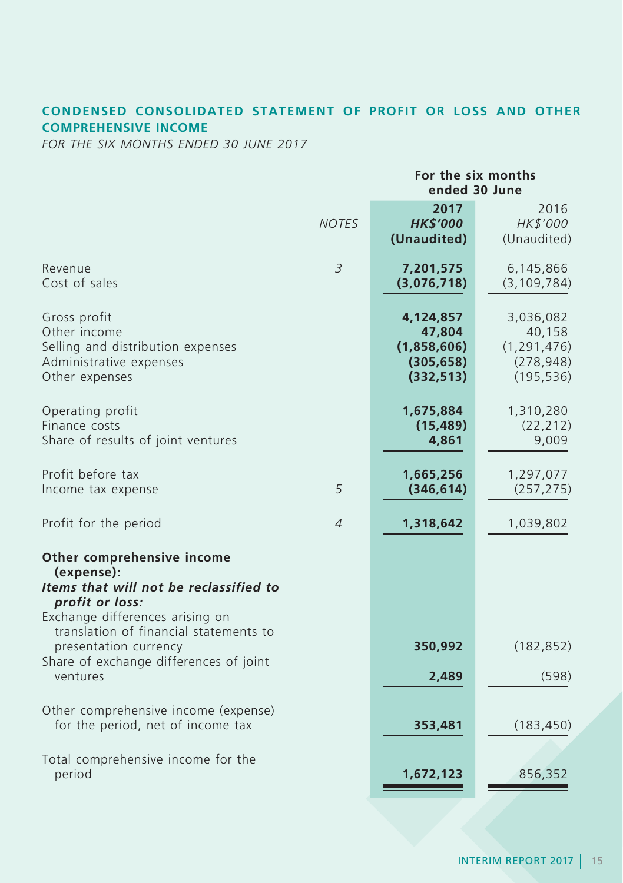## CONDENSED CONSOLIDATED STATEMENT OF PROFIT OR LOSS AND OTHER COMPREHENSIVE INCOME

*FOR THE SIX MONTHS ENDED 30 JUNE 2017*

| | | For the six months ended 30 June | |
|---|---|---|---|
| | *NOTES* | **2017** <br> ***HK$'000*** <br> **(Unaudited)** | 2016 <br> *HK$'000* <br> (Unaudited) |
| Revenue | *3* | **7,201,575** | 6,145,866 |
| Cost of sales | | **(3,076,718)** | (3,109,784) |
| Gross profit | | **4,124,857** | 3,036,082 |
| Other income | | **47,804** | 40,158 |
| Selling and distribution expenses | | **(1,858,606)** | (1,291,476) |
| Administrative expenses | | **(305,658)** | (278,948) |
| Other expenses | | **(332,513)** | (195,536) |
| Operating profit | | **1,675,884** | 1,310,280 |
| Finance costs | | **(15,489)** | (22,212) |
| Share of results of joint ventures | | **4,861** | 9,009 |
| Profit before tax | | **1,665,256** | 1,297,077 |
| Income tax expense | *5* | **(346,614)** | (257,275) |
| Profit for the period | *4* | **1,318,642** | 1,039,802 |
| **Other comprehensive income (expense):** | | | |
| ***Items that will not be reclassified to profit or loss:*** | | | |
| Exchange differences arising on translation of financial statements to presentation currency | | **350,992** | (182,852) |
| Share of exchange differences of joint ventures | | **2,489** | (598) |
| Other comprehensive income (expense) for the period, net of income tax | | **353,481** | (183,450) |
| Total comprehensive income for the period | | **1,672,123** | 856,352 |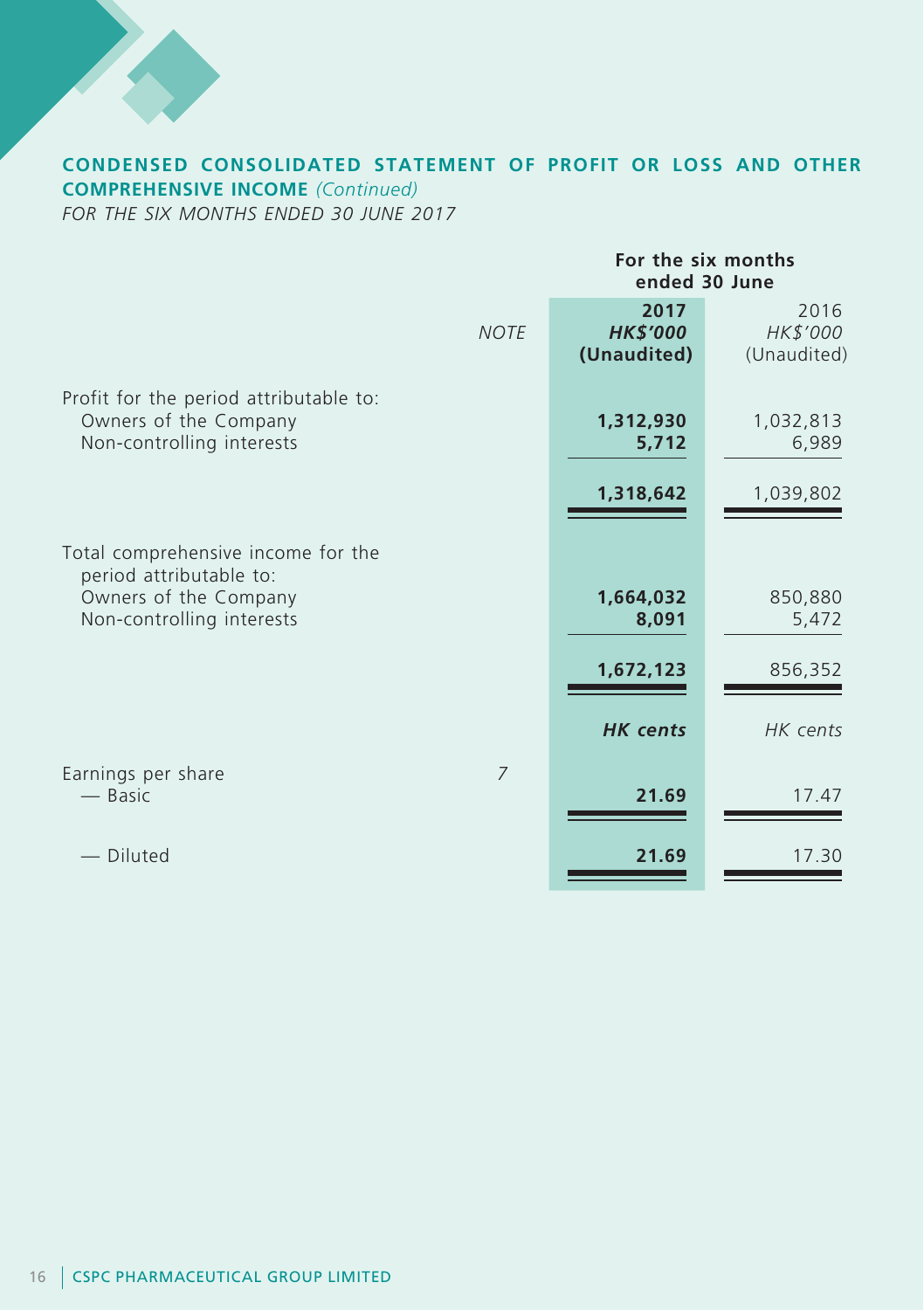## CONDENSED CONSOLIDATED STATEMENT OF PROFIT OR LOSS AND OTHER COMPREHENSIVE INCOME *(Continued)*

*FOR THE SIX MONTHS ENDED 30 JUNE 2017*

| | NOTE | For the six months ended 30 June | |
|---|---|---|---|
| | | **2017** | 2016 |
| | | ***HK$'000*** | *HK$'000* |
| | | **(Unaudited)** | (Unaudited) |
| Profit for the period attributable to: | | | |
| Owners of the Company | | **1,312,930** | 1,032,813 |
| Non-controlling interests | | **5,712** | 6,989 |
| | | **1,318,642** | 1,039,802 |
| Total comprehensive income for the period attributable to: | | | |
| Owners of the Company | | **1,664,032** | 850,880 |
| Non-controlling interests | | **8,091** | 5,472 |
| | | **1,672,123** | 856,352 |
| | | ***HK cents*** | *HK cents* |
| Earnings per share | 7 | | |
| — Basic | | **21.69** | 17.47 |
| — Diluted | | **21.69** | 17.30 |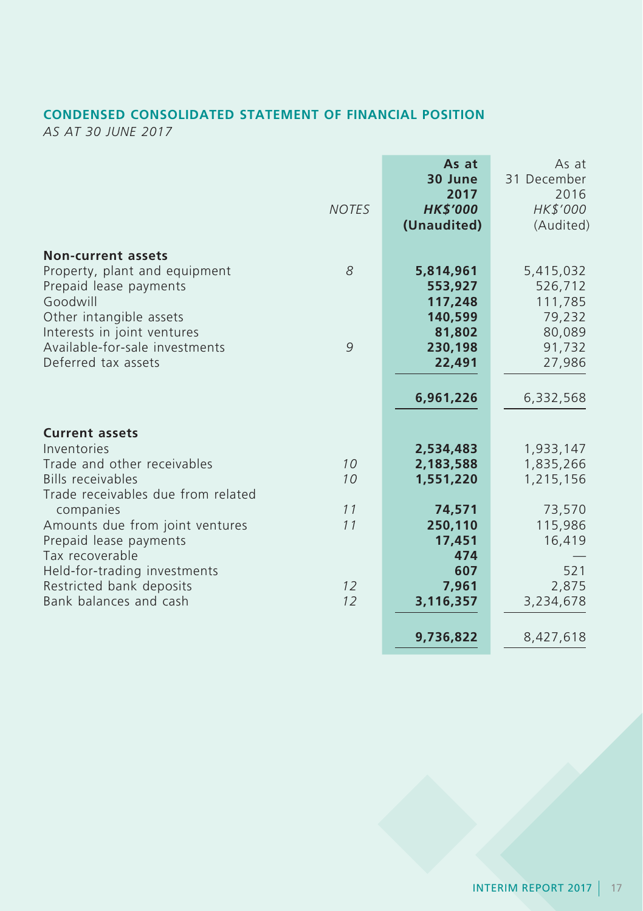## CONDENSED CONSOLIDATED STATEMENT OF FINANCIAL POSITION

*AS AT 30 JUNE 2017*

| | *NOTES* | **As at 30 June 2017** **HK$'000** **(Unaudited)** | As at 31 December 2016 HK$'000 (Audited) |
|---|---|---|---|
| **Non-current assets** | | | |
| Property, plant and equipment | 8 | **5,814,961** | 5,415,032 |
| Prepaid lease payments | | **553,927** | 526,712 |
| Goodwill | | **117,248** | 111,785 |
| Other intangible assets | | **140,599** | 79,232 |
| Interests in joint ventures | | **81,802** | 80,089 |
| Available-for-sale investments | 9 | **230,198** | 91,732 |
| Deferred tax assets | | **22,491** | 27,986 |
| | | **6,961,226** | 6,332,568 |
| **Current assets** | | | |
| Inventories | | **2,534,483** | 1,933,147 |
| Trade and other receivables | 10 | **2,183,588** | 1,835,266 |
| Bills receivables | 10 | **1,551,220** | 1,215,156 |
| Trade receivables due from related companies | 11 | **74,571** | 73,570 |
| Amounts due from joint ventures | 11 | **250,110** | 115,986 |
| Prepaid lease payments | | **17,451** | 16,419 |
| Tax recoverable | | **474** | — |
| Held-for-trading investments | | **607** | 521 |
| Restricted bank deposits | 12 | **7,961** | 2,875 |
| Bank balances and cash | 12 | **3,116,357** | 3,234,678 |
| | | **9,736,822** | 8,427,618 |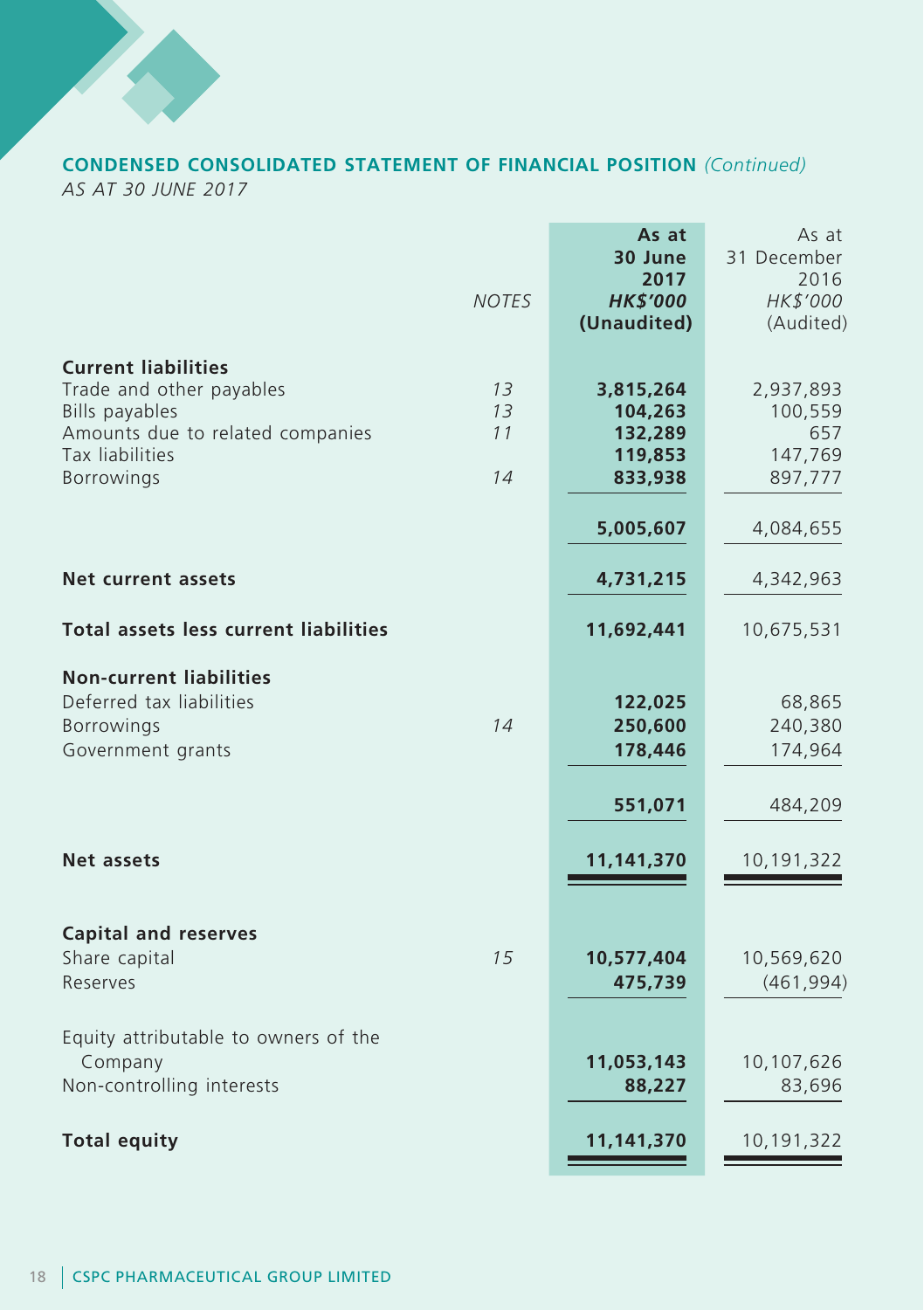## CONDENSED CONSOLIDATED STATEMENT OF FINANCIAL POSITION *(Continued)*

*AS AT 30 JUNE 2017*

| | NOTES | **As at 30 June 2017 HK$'000 (Unaudited)** | As at 31 December 2016 HK$'000 (Audited) |
|---|---|---|---|
| **Current liabilities** | | | |
| Trade and other payables | 13 | **3,815,264** | 2,937,893 |
| Bills payables | 13 | **104,263** | 100,559 |
| Amounts due to related companies | 11 | **132,289** | 657 |
| Tax liabilities | | **119,853** | 147,769 |
| Borrowings | 14 | **833,938** | 897,777 |
| | | **5,005,607** | 4,084,655 |
| **Net current assets** | | **4,731,215** | 4,342,963 |
| **Total assets less current liabilities** | | **11,692,441** | 10,675,531 |
| **Non-current liabilities** | | | |
| Deferred tax liabilities | | **122,025** | 68,865 |
| Borrowings | 14 | **250,600** | 240,380 |
| Government grants | | **178,446** | 174,964 |
| | | **551,071** | 484,209 |
| **Net assets** | | **11,141,370** | 10,191,322 |
| **Capital and reserves** | | | |
| Share capital | 15 | **10,577,404** | 10,569,620 |
| Reserves | | **475,739** | (461,994) |
| Equity attributable to owners of the Company | | **11,053,143** | 10,107,626 |
| Non-controlling interests | | **88,227** | 83,696 |
| **Total equity** | | **11,141,370** | 10,191,322 |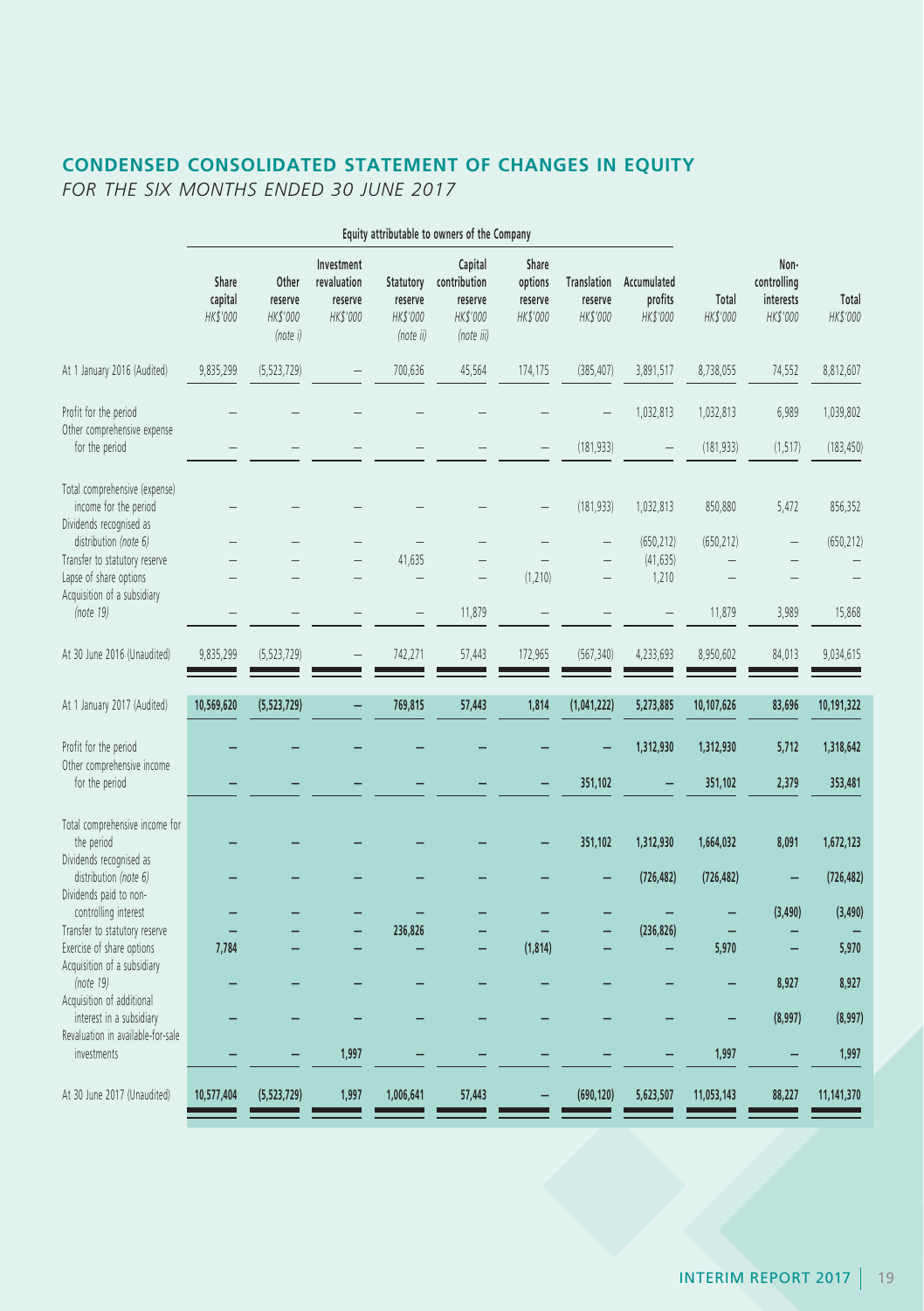## CONDENSED CONSOLIDATED STATEMENT OF CHANGES IN EQUITY

*FOR THE SIX MONTHS ENDED 30 JUNE 2017*

| | Equity attributable to owners of the Company | | | | | | | | | | |
|---|---|---|---|---|---|---|---|---|---|---|---|
| | Share capital HK$'000 | Other reserve HK$'000 (note i) | Investment revaluation reserve HK$'000 | Statutory reserve HK$'000 (note ii) | Capital contribution reserve HK$'000 (note iii) | Share options reserve HK$'000 | Translation reserve HK$'000 | Accumulated profits HK$'000 | Total HK$'000 | Non-controlling interests HK$'000 | Total HK$'000 |
| At 1 January 2016 (Audited) | 9,835,299 | (5,523,729) | – | 700,636 | 45,564 | 174,175 | (385,407) | 3,891,517 | 8,738,055 | 74,552 | 8,812,607 |
| Profit for the period | – | – | – | – | – | – | – | 1,032,813 | 1,032,813 | 6,989 | 1,039,802 |
| Other comprehensive expense for the period | – | – | – | – | – | – | (181,933) | – | (181,933) | (1,517) | (183,450) |
| Total comprehensive (expense) income for the period | – | – | – | – | – | – | (181,933) | 1,032,813 | 850,880 | 5,472 | 856,352 |
| Dividends recognised as distribution *(note 6)* | – | – | – | – | – | – | – | (650,212) | (650,212) | – | (650,212) |
| Transfer to statutory reserve | – | – | – | 41,635 | – | – | – | (41,635) | – | – | – |
| Lapse of share options | – | – | – | – | – | (1,210) | – | 1,210 | – | – | – |
| Acquisition of a subsidiary *(note 19)* | – | – | – | – | 11,879 | – | – | – | 11,879 | 3,989 | 15,868 |
| At 30 June 2016 (Unaudited) | 9,835,299 | (5,523,729) | – | 742,271 | 57,443 | 172,965 | (567,340) | 4,233,693 | 8,950,602 | 84,013 | 9,034,615 |
| **At 1 January 2017 (Audited)** | **10,569,620** | **(5,523,729)** | **–** | **769,815** | **57,443** | **1,814** | **(1,041,222)** | **5,273,885** | **10,107,626** | **83,696** | **10,191,322** |
| Profit for the period | **–** | **–** | **–** | **–** | **–** | **–** | **–** | **1,312,930** | **1,312,930** | **5,712** | **1,318,642** |
| Other comprehensive income for the period | **–** | **–** | **–** | **–** | **–** | **–** | **351,102** | **–** | **351,102** | **2,379** | **353,481** |
| Total comprehensive income for the period | **–** | **–** | **–** | **–** | **–** | **–** | **351,102** | **1,312,930** | **1,664,032** | **8,091** | **1,672,123** |
| Dividends recognised as distribution *(note 6)* | **–** | **–** | **–** | **–** | **–** | **–** | **–** | **(726,482)** | **(726,482)** | **–** | **(726,482)** |
| Dividends paid to non-controlling interest | **–** | **–** | **–** | **–** | **–** | **–** | **–** | **–** | **–** | **(3,490)** | **(3,490)** |
| Transfer to statutory reserve | **–** | **–** | **–** | **236,826** | **–** | **–** | **–** | **(236,826)** | **–** | **–** | **–** |
| Exercise of share options | **7,784** | **–** | **–** | **–** | **–** | **(1,814)** | **–** | **–** | **5,970** | **–** | **5,970** |
| Acquisition of a subsidiary *(note 19)* | **–** | **–** | **–** | **–** | **–** | **–** | **–** | **–** | **–** | **8,927** | **8,927** |
| Acquisition of additional interest in a subsidiary | **–** | **–** | **–** | **–** | **–** | **–** | **–** | **–** | **–** | **(8,997)** | **(8,997)** |
| Revaluation in available-for-sale investments | **–** | **–** | **1,997** | **–** | **–** | **–** | **–** | **–** | **1,997** | **–** | **1,997** |
| **At 30 June 2017 (Unaudited)** | **10,577,404** | **(5,523,729)** | **1,997** | **1,006,641** | **57,443** | **–** | **(690,120)** | **5,623,507** | **11,053,143** | **88,227** | **11,141,370** |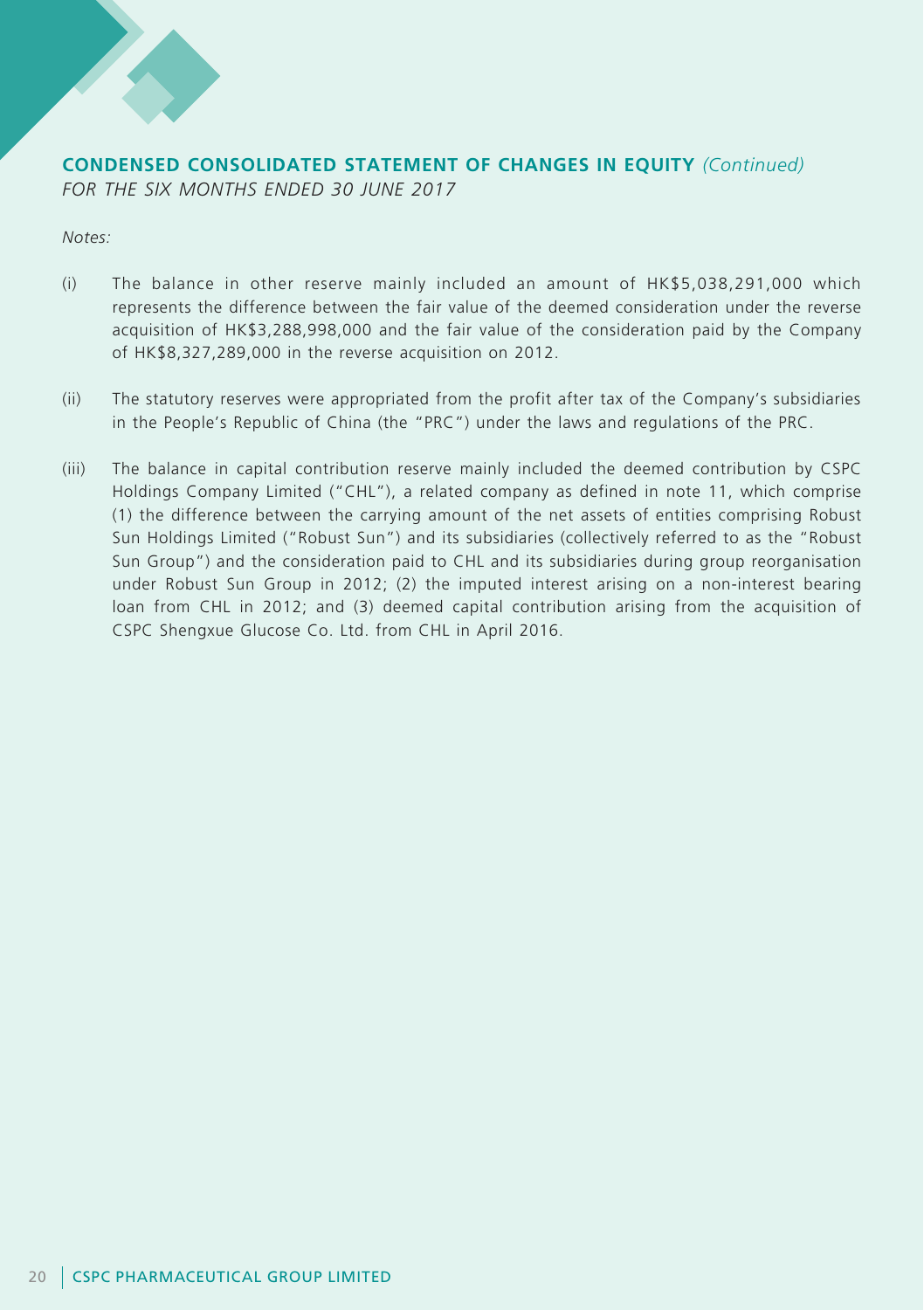## CONDENSED CONSOLIDATED STATEMENT OF CHANGES IN EQUITY *(Continued)*

*FOR THE SIX MONTHS ENDED 30 JUNE 2017*

*Notes:*

(i) The balance in other reserve mainly included an amount of HK$5,038,291,000 which represents the difference between the fair value of the deemed consideration under the reverse acquisition of HK$3,288,998,000 and the fair value of the consideration paid by the Company of HK$8,327,289,000 in the reverse acquisition on 2012.

(ii) The statutory reserves were appropriated from the profit after tax of the Company's subsidiaries in the People's Republic of China (the "PRC") under the laws and regulations of the PRC.

(iii) The balance in capital contribution reserve mainly included the deemed contribution by CSPC Holdings Company Limited ("CHL"), a related company as defined in note 11, which comprise (1) the difference between the carrying amount of the net assets of entities comprising Robust Sun Holdings Limited ("Robust Sun") and its subsidiaries (collectively referred to as the "Robust Sun Group") and the consideration paid to CHL and its subsidiaries during group reorganisation under Robust Sun Group in 2012; (2) the imputed interest arising on a non-interest bearing loan from CHL in 2012; and (3) deemed capital contribution arising from the acquisition of CSPC Shengxue Glucose Co. Ltd. from CHL in April 2016.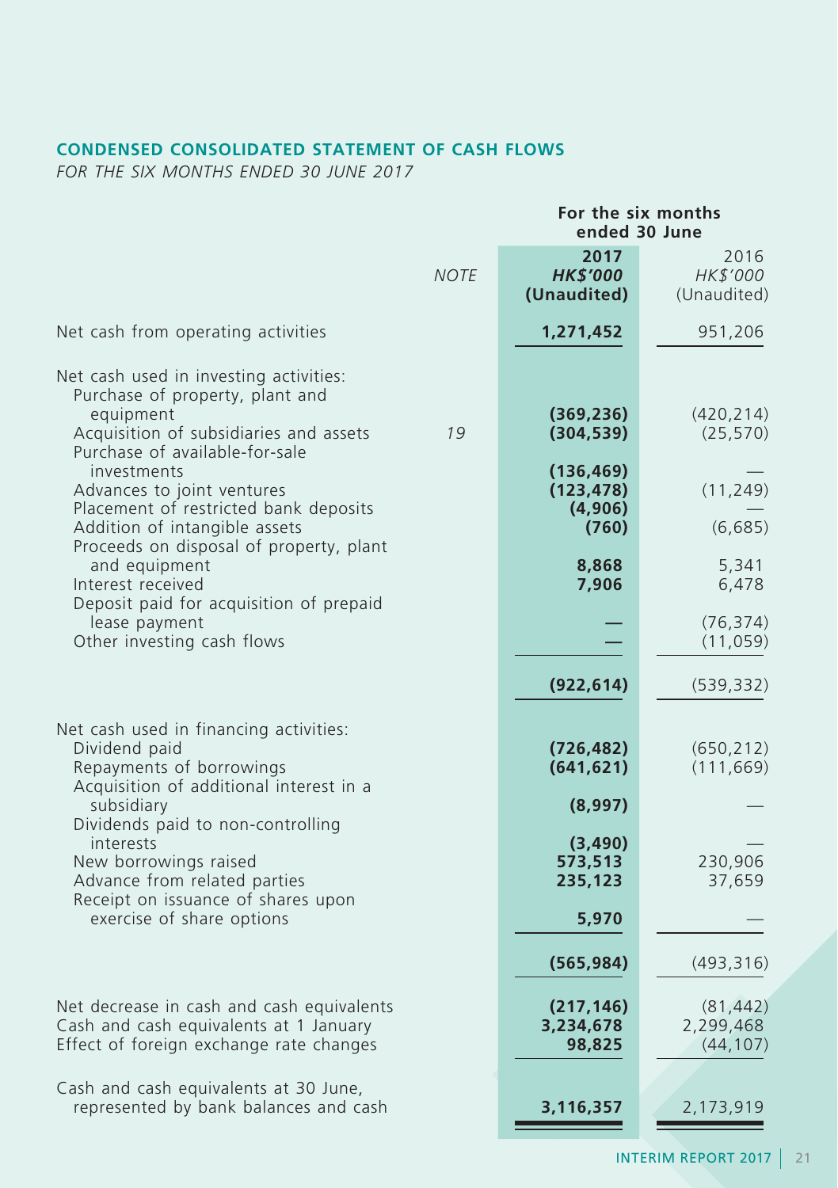## CONDENSED CONSOLIDATED STATEMENT OF CASH FLOWS

*FOR THE SIX MONTHS ENDED 30 JUNE 2017*

| | | For the six months ended 30 June | |
|---|---|---|---|
| | *NOTE* | **2017** | 2016 |
| | | ***HK$'000*** | *HK$'000* |
| | | **(Unaudited)** | (Unaudited) |
| Net cash from operating activities | | **1,271,452** | 951,206 |
| Net cash used in investing activities: | | | |
| Purchase of property, plant and equipment | | **(369,236)** | (420,214) |
| Acquisition of subsidiaries and assets | 19 | **(304,539)** | (25,570) |
| Purchase of available-for-sale investments | | **(136,469)** | — |
| Advances to joint ventures | | **(123,478)** | (11,249) |
| Placement of restricted bank deposits | | **(4,906)** | — |
| Addition of intangible assets | | **(760)** | (6,685) |
| Proceeds on disposal of property, plant and equipment | | **8,868** | 5,341 |
| Interest received | | **7,906** | 6,478 |
| Deposit paid for acquisition of prepaid lease payment | | **—** | (76,374) |
| Other investing cash flows | | **—** | (11,059) |
| | | **(922,614)** | (539,332) |
| Net cash used in financing activities: | | | |
| Dividend paid | | **(726,482)** | (650,212) |
| Repayments of borrowings | | **(641,621)** | (111,669) |
| Acquisition of additional interest in a subsidiary | | **(8,997)** | — |
| Dividends paid to non-controlling interests | | **(3,490)** | — |
| New borrowings raised | | **573,513** | 230,906 |
| Advance from related parties | | **235,123** | 37,659 |
| Receipt on issuance of shares upon exercise of share options | | **5,970** | — |
| | | **(565,984)** | (493,316) |
| Net decrease in cash and cash equivalents | | **(217,146)** | (81,442) |
| Cash and cash equivalents at 1 January | | **3,234,678** | 2,299,468 |
| Effect of foreign exchange rate changes | | **98,825** | (44,107) |
| Cash and cash equivalents at 30 June, represented by bank balances and cash | | **3,116,357** | 2,173,919 |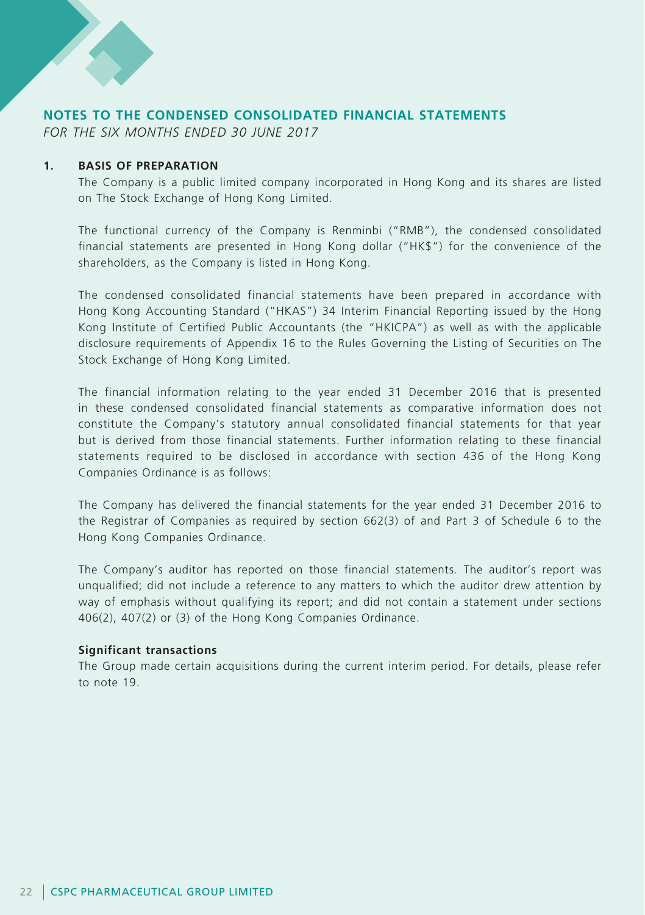## NOTES TO THE CONDENSED CONSOLIDATED FINANCIAL STATEMENTS

*FOR THE SIX MONTHS ENDED 30 JUNE 2017*

### 1. BASIS OF PREPARATION

The Company is a public limited company incorporated in Hong Kong and its shares are listed on The Stock Exchange of Hong Kong Limited.

The functional currency of the Company is Renminbi ("RMB"), the condensed consolidated financial statements are presented in Hong Kong dollar ("HK$") for the convenience of the shareholders, as the Company is listed in Hong Kong.

The condensed consolidated financial statements have been prepared in accordance with Hong Kong Accounting Standard ("HKAS") 34 Interim Financial Reporting issued by the Hong Kong Institute of Certified Public Accountants (the "HKICPA") as well as with the applicable disclosure requirements of Appendix 16 to the Rules Governing the Listing of Securities on The Stock Exchange of Hong Kong Limited.

The financial information relating to the year ended 31 December 2016 that is presented in these condensed consolidated financial statements as comparative information does not constitute the Company's statutory annual consolidated financial statements for that year but is derived from those financial statements. Further information relating to these financial statements required to be disclosed in accordance with section 436 of the Hong Kong Companies Ordinance is as follows:

The Company has delivered the financial statements for the year ended 31 December 2016 to the Registrar of Companies as required by section 662(3) of and Part 3 of Schedule 6 to the Hong Kong Companies Ordinance.

The Company's auditor has reported on those financial statements. The auditor's report was unqualified; did not include a reference to any matters to which the auditor drew attention by way of emphasis without qualifying its report; and did not contain a statement under sections 406(2), 407(2) or (3) of the Hong Kong Companies Ordinance.

**Significant transactions**

The Group made certain acquisitions during the current interim period. For details, please refer to note 19.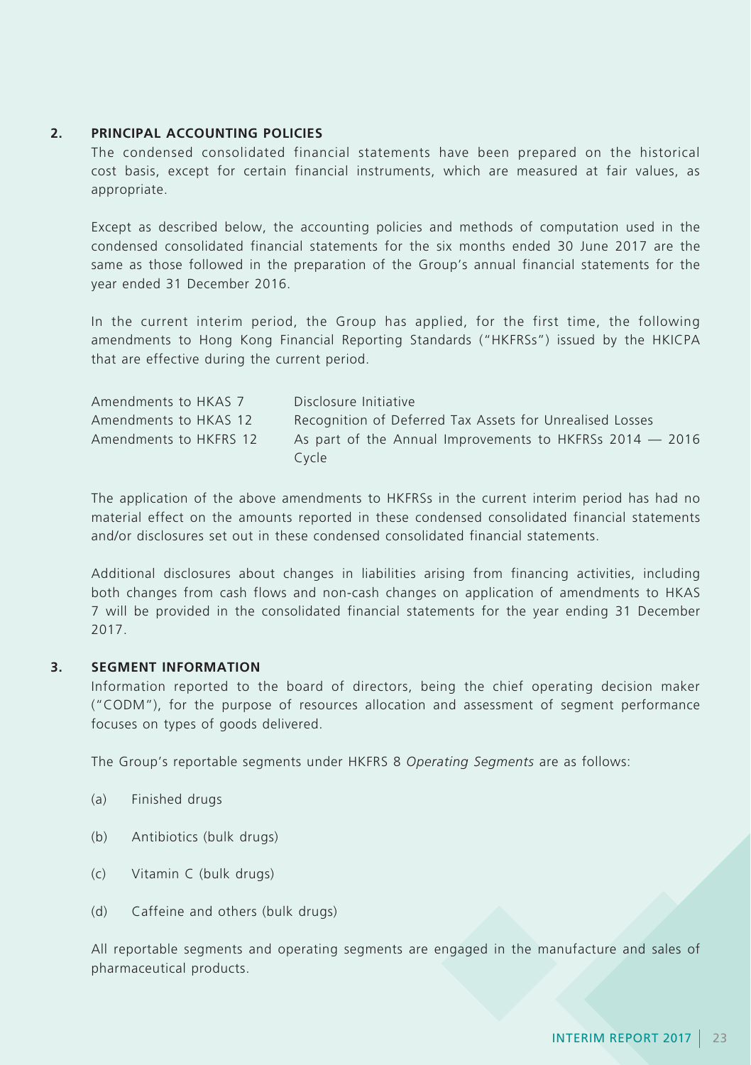## 2. PRINCIPAL ACCOUNTING POLICIES

The condensed consolidated financial statements have been prepared on the historical cost basis, except for certain financial instruments, which are measured at fair values, as appropriate.

Except as described below, the accounting policies and methods of computation used in the condensed consolidated financial statements for the six months ended 30 June 2017 are the same as those followed in the preparation of the Group's annual financial statements for the year ended 31 December 2016.

In the current interim period, the Group has applied, for the first time, the following amendments to Hong Kong Financial Reporting Standards ("HKFRSs") issued by the HKICPA that are effective during the current period.

| | |
|---|---|
| Amendments to HKAS 7 | Disclosure Initiative |
| Amendments to HKAS 12 | Recognition of Deferred Tax Assets for Unrealised Losses |
| Amendments to HKFRS 12 | As part of the Annual Improvements to HKFRSs 2014 — 2016 Cycle |

The application of the above amendments to HKFRSs in the current interim period has had no material effect on the amounts reported in these condensed consolidated financial statements and/or disclosures set out in these condensed consolidated financial statements.

Additional disclosures about changes in liabilities arising from financing activities, including both changes from cash flows and non-cash changes on application of amendments to HKAS 7 will be provided in the consolidated financial statements for the year ending 31 December 2017.

## 3. SEGMENT INFORMATION

Information reported to the board of directors, being the chief operating decision maker ("CODM"), for the purpose of resources allocation and assessment of segment performance focuses on types of goods delivered.

The Group's reportable segments under HKFRS 8 *Operating Segments* are as follows:

(a) Finished drugs

(b) Antibiotics (bulk drugs)

(c) Vitamin C (bulk drugs)

(d) Caffeine and others (bulk drugs)

All reportable segments and operating segments are engaged in the manufacture and sales of pharmaceutical products.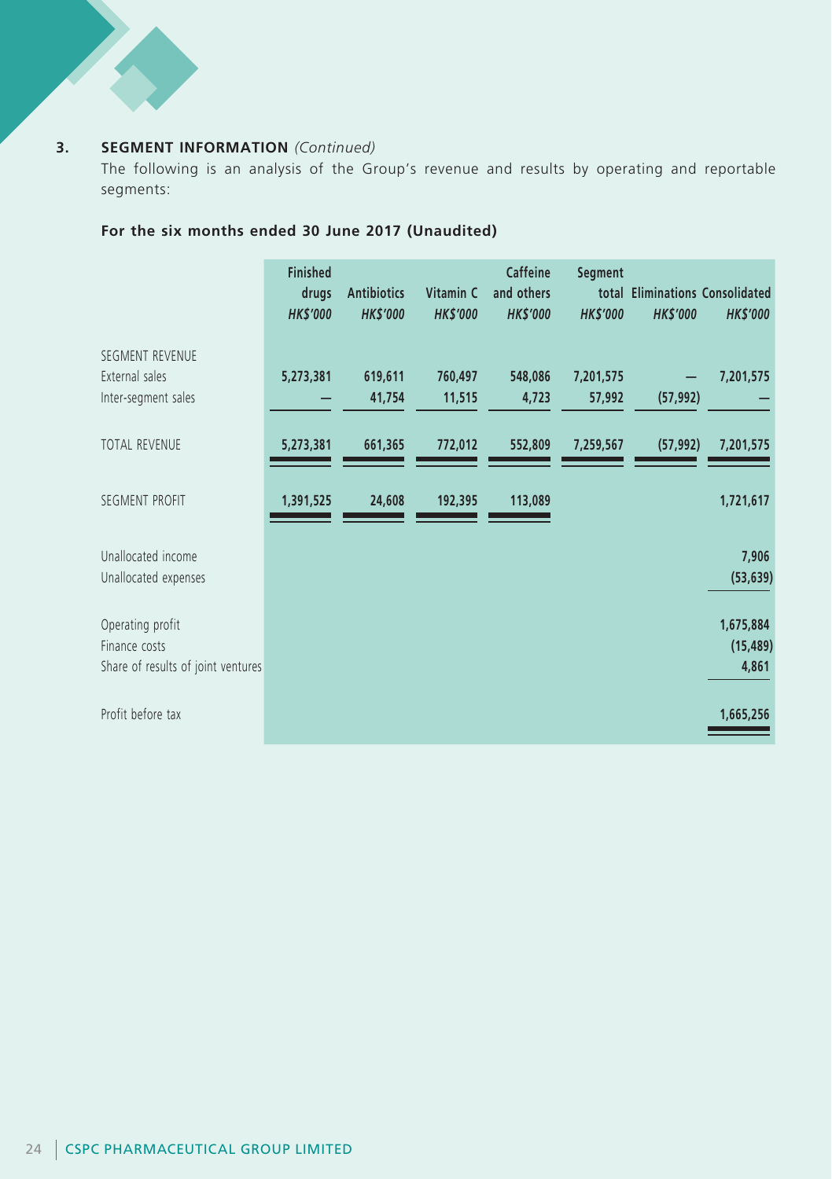### 3. SEGMENT INFORMATION *(Continued)*

The following is an analysis of the Group's revenue and results by operating and reportable segments:

**For the six months ended 30 June 2017 (Unaudited)**

| | Finished drugs<br>*HK$'000* | Antibiotics<br>*HK$'000* | Vitamin C<br>*HK$'000* | Caffeine and others<br>*HK$'000* | Segment total<br>*HK$'000* | Eliminations<br>*HK$'000* | Consolidated<br>*HK$'000* |
|---|---|---|---|---|---|---|---|
| SEGMENT REVENUE | | | | | | | |
| External sales | 5,273,381 | 619,611 | 760,497 | 548,086 | 7,201,575 | — | 7,201,575 |
| Inter-segment sales | — | 41,754 | 11,515 | 4,723 | 57,992 | (57,992) | — |
| TOTAL REVENUE | 5,273,381 | 661,365 | 772,012 | 552,809 | 7,259,567 | (57,992) | 7,201,575 |
| SEGMENT PROFIT | 1,391,525 | 24,608 | 192,395 | 113,089 | | | 1,721,617 |
| Unallocated income | | | | | | | 7,906 |
| Unallocated expenses | | | | | | | (53,639) |
| Operating profit | | | | | | | 1,675,884 |
| Finance costs | | | | | | | (15,489) |
| Share of results of joint ventures | | | | | | | 4,861 |
| Profit before tax | | | | | | | 1,665,256 |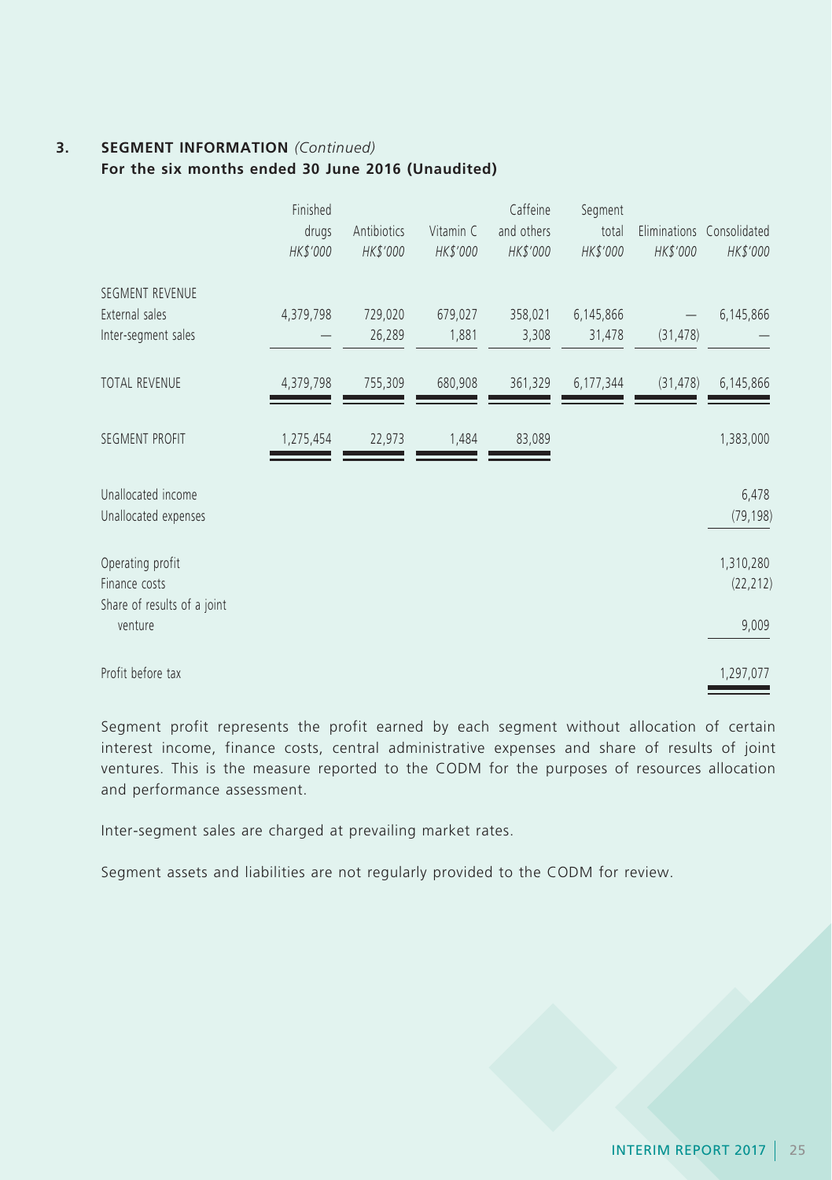## 3. SEGMENT INFORMATION *(Continued)*

**For the six months ended 30 June 2016 (Unaudited)**

| | Finished drugs *HK$'000* | Antibiotics *HK$'000* | Vitamin C *HK$'000* | Caffeine and others *HK$'000* | Segment total *HK$'000* | Eliminations *HK$'000* | Consolidated *HK$'000* |
|---|---|---|---|---|---|---|---|
| SEGMENT REVENUE | | | | | | | |
| External sales | 4,379,798 | 729,020 | 679,027 | 358,021 | 6,145,866 | — | 6,145,866 |
| Inter-segment sales | — | 26,289 | 1,881 | 3,308 | 31,478 | (31,478) | — |
| TOTAL REVENUE | 4,379,798 | 755,309 | 680,908 | 361,329 | 6,177,344 | (31,478) | 6,145,866 |
| SEGMENT PROFIT | 1,275,454 | 22,973 | 1,484 | 83,089 | | | 1,383,000 |
| Unallocated income | | | | | | | 6,478 |
| Unallocated expenses | | | | | | | (79,198) |
| Operating profit | | | | | | | 1,310,280 |
| Finance costs | | | | | | | (22,212) |
| Share of results of a joint venture | | | | | | | 9,009 |
| Profit before tax | | | | | | | 1,297,077 |

Segment profit represents the profit earned by each segment without allocation of certain interest income, finance costs, central administrative expenses and share of results of joint ventures. This is the measure reported to the CODM for the purposes of resources allocation and performance assessment.

Inter-segment sales are charged at prevailing market rates.

Segment assets and liabilities are not regularly provided to the CODM for review.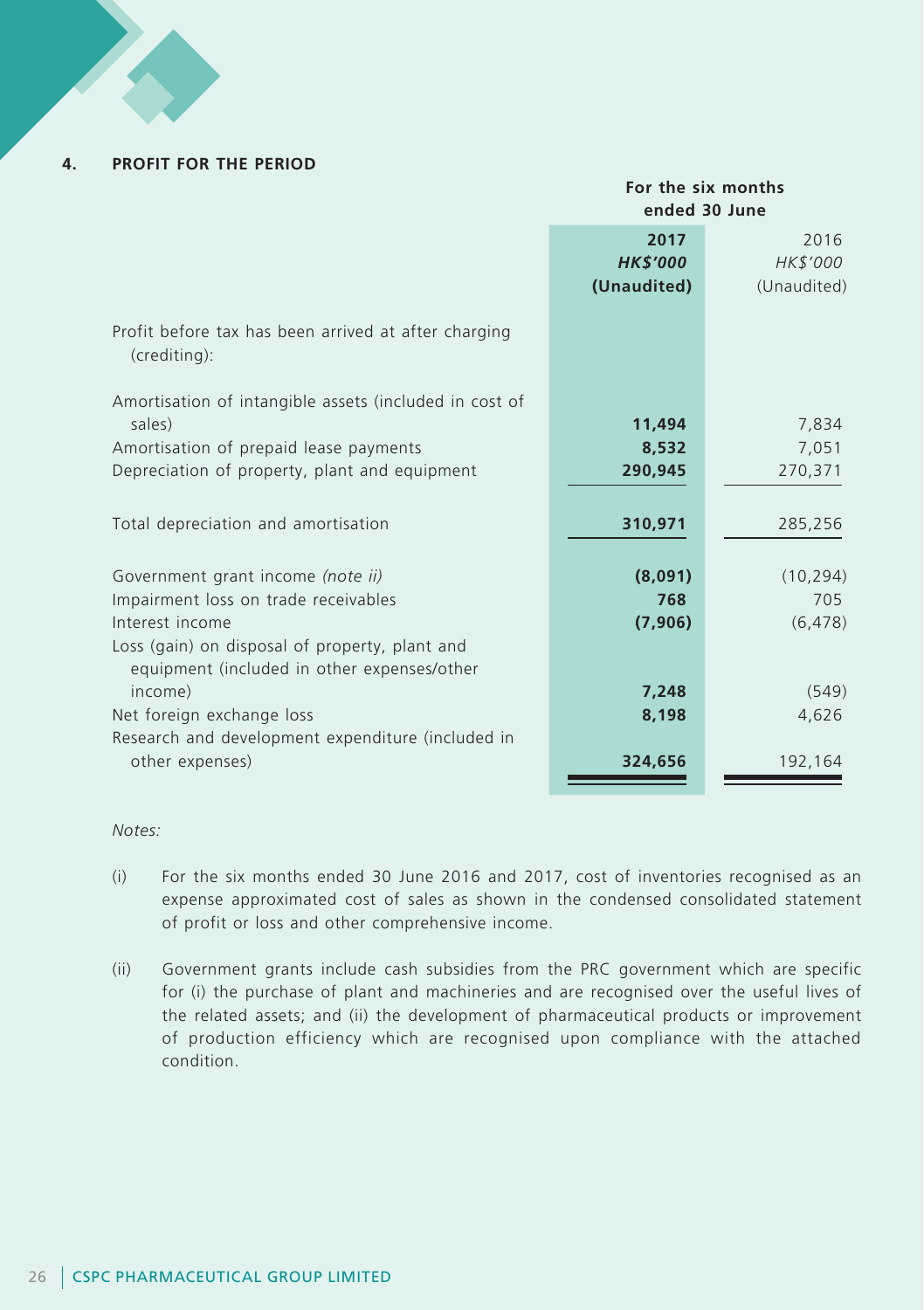## 4. PROFIT FOR THE PERIOD

| | For the six months ended 30 June | |
|---|---|---|
| | **2017** | 2016 |
| | ***HK$'000*** | *HK$'000* |
| | **(Unaudited)** | (Unaudited) |
| Profit before tax has been arrived at after charging (crediting): | | |
| Amortisation of intangible assets (included in cost of sales) | **11,494** | 7,834 |
| Amortisation of prepaid lease payments | **8,532** | 7,051 |
| Depreciation of property, plant and equipment | **290,945** | 270,371 |
| Total depreciation and amortisation | **310,971** | 285,256 |
| Government grant income *(note ii)* | **(8,091)** | (10,294) |
| Impairment loss on trade receivables | **768** | 705 |
| Interest income | **(7,906)** | (6,478) |
| Loss (gain) on disposal of property, plant and equipment (included in other expenses/other income) | **7,248** | (549) |
| Net foreign exchange loss | **8,198** | 4,626 |
| Research and development expenditure (included in other expenses) | **324,656** | 192,164 |

*Notes:*

(i) For the six months ended 30 June 2016 and 2017, cost of inventories recognised as an expense approximated cost of sales as shown in the condensed consolidated statement of profit or loss and other comprehensive income.

(ii) Government grants include cash subsidies from the PRC government which are specific for (i) the purchase of plant and machineries and are recognised over the useful lives of the related assets; and (ii) the development of pharmaceutical products or improvement of production efficiency which are recognised upon compliance with the attached condition.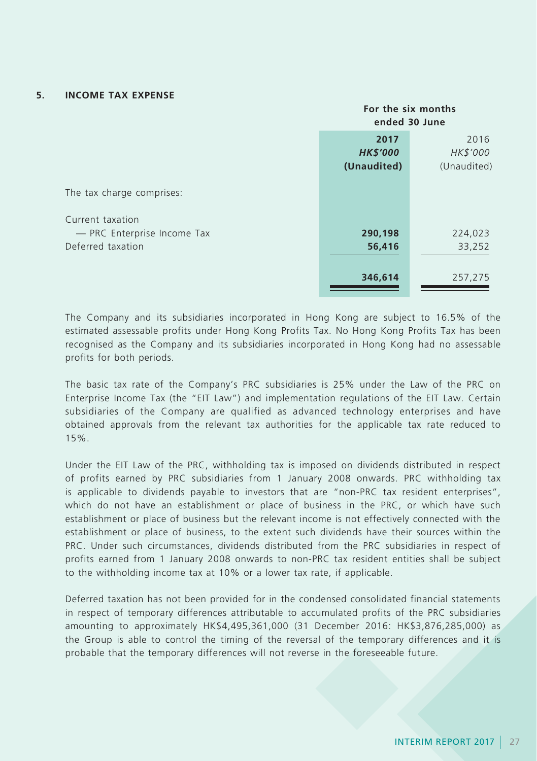## 5. INCOME TAX EXPENSE

| | For the six months ended 30 June | |
|---|---|---|
| | **2017** | 2016 |
| | ***HK$'000*** | *HK$'000* |
| | **(Unaudited)** | (Unaudited) |
| The tax charge comprises: | | |
| Current taxation | | |
| — PRC Enterprise Income Tax | **290,198** | 224,023 |
| Deferred taxation | **56,416** | 33,252 |
| | **346,614** | 257,275 |

The Company and its subsidiaries incorporated in Hong Kong are subject to 16.5% of the estimated assessable profits under Hong Kong Profits Tax. No Hong Kong Profits Tax has been recognised as the Company and its subsidiaries incorporated in Hong Kong had no assessable profits for both periods.

The basic tax rate of the Company's PRC subsidiaries is 25% under the Law of the PRC on Enterprise Income Tax (the "EIT Law") and implementation regulations of the EIT Law. Certain subsidiaries of the Company are qualified as advanced technology enterprises and have obtained approvals from the relevant tax authorities for the applicable tax rate reduced to 15%.

Under the EIT Law of the PRC, withholding tax is imposed on dividends distributed in respect of profits earned by PRC subsidiaries from 1 January 2008 onwards. PRC withholding tax is applicable to dividends payable to investors that are "non-PRC tax resident enterprises", which do not have an establishment or place of business in the PRC, or which have such establishment or place of business but the relevant income is not effectively connected with the establishment or place of business, to the extent such dividends have their sources within the PRC. Under such circumstances, dividends distributed from the PRC subsidiaries in respect of profits earned from 1 January 2008 onwards to non-PRC tax resident entities shall be subject to the withholding income tax at 10% or a lower tax rate, if applicable.

Deferred taxation has not been provided for in the condensed consolidated financial statements in respect of temporary differences attributable to accumulated profits of the PRC subsidiaries amounting to approximately HK$4,495,361,000 (31 December 2016: HK$3,876,285,000) as the Group is able to control the timing of the reversal of the temporary differences and it is probable that the temporary differences will not reverse in the foreseeable future.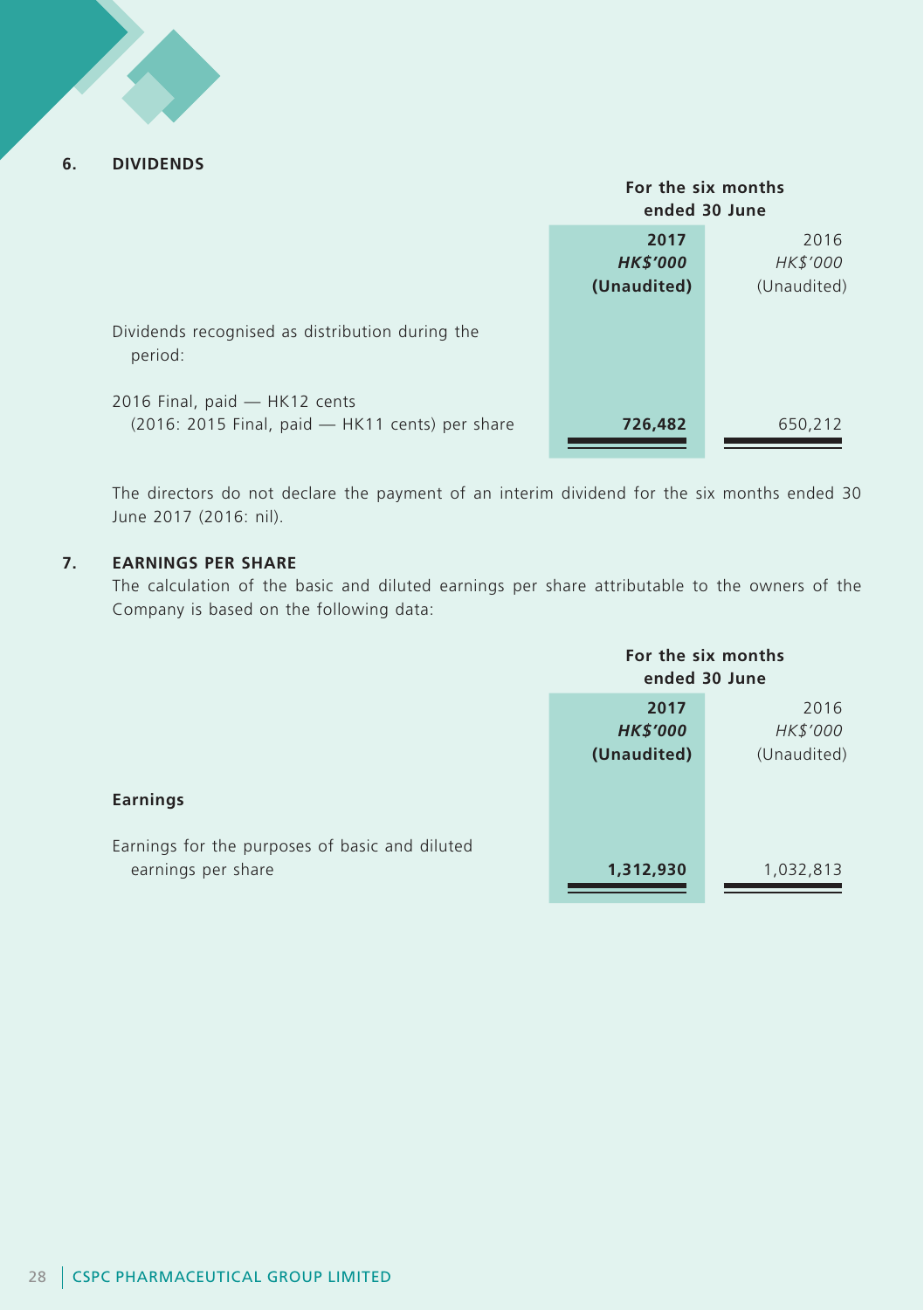## 6. DIVIDENDS

| | For the six months ended 30 June | |
|---|---|---|
| | **2017** | 2016 |
| | ***HK$'000*** | *HK$'000* |
| | **(Unaudited)** | (Unaudited) |
| Dividends recognised as distribution during the period: | | |
| 2016 Final, paid — HK12 cents (2016: 2015 Final, paid — HK11 cents) per share | **726,482** | 650,212 |

The directors do not declare the payment of an interim dividend for the six months ended 30 June 2017 (2016: nil).

## 7. EARNINGS PER SHARE

The calculation of the basic and diluted earnings per share attributable to the owners of the Company is based on the following data:

| | For the six months ended 30 June | |
|---|---|---|
| | **2017** | 2016 |
| | ***HK$'000*** | *HK$'000* |
| | **(Unaudited)** | (Unaudited) |
| **Earnings** | | |
| Earnings for the purposes of basic and diluted earnings per share | **1,312,930** | 1,032,813 |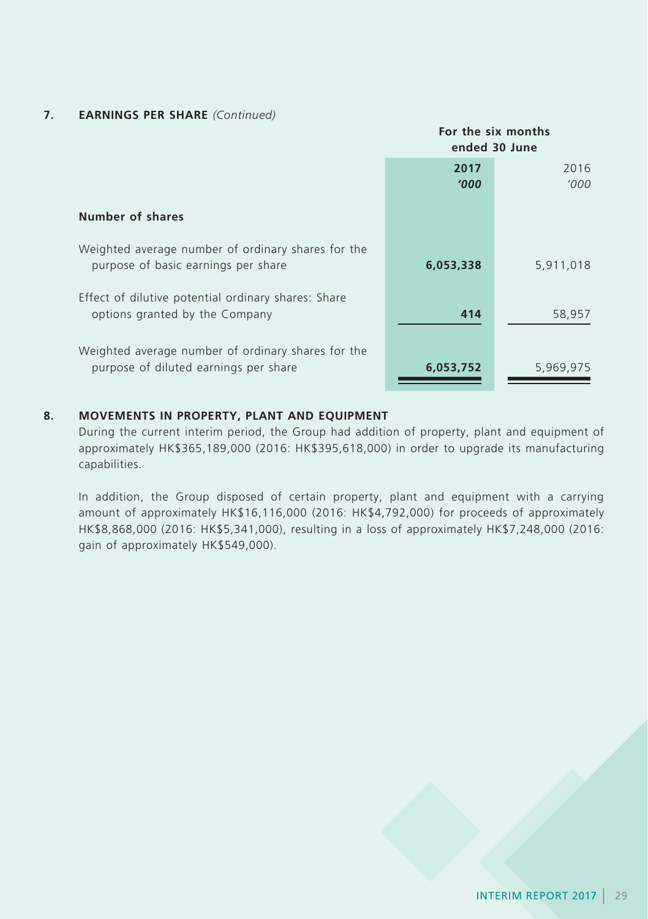### 7. EARNINGS PER SHARE *(Continued)*

| | For the six months ended 30 June | |
|---|---|---|
| | **2017** | 2016 |
| | ***'000*** | *'000* |
| **Number of shares** | | |
| Weighted average number of ordinary shares for the purpose of basic earnings per share | **6,053,338** | 5,911,018 |
| Effect of dilutive potential ordinary shares: Share options granted by the Company | **414** | 58,957 |
| Weighted average number of ordinary shares for the purpose of diluted earnings per share | **6,053,752** | 5,969,975 |

### 8. MOVEMENTS IN PROPERTY, PLANT AND EQUIPMENT

During the current interim period, the Group had addition of property, plant and equipment of approximately HK$365,189,000 (2016: HK$395,618,000) in order to upgrade its manufacturing capabilities.

In addition, the Group disposed of certain property, plant and equipment with a carrying amount of approximately HK$16,116,000 (2016: HK$4,792,000) for proceeds of approximately HK$8,868,000 (2016: HK$5,341,000), resulting in a loss of approximately HK$7,248,000 (2016: gain of approximately HK$549,000).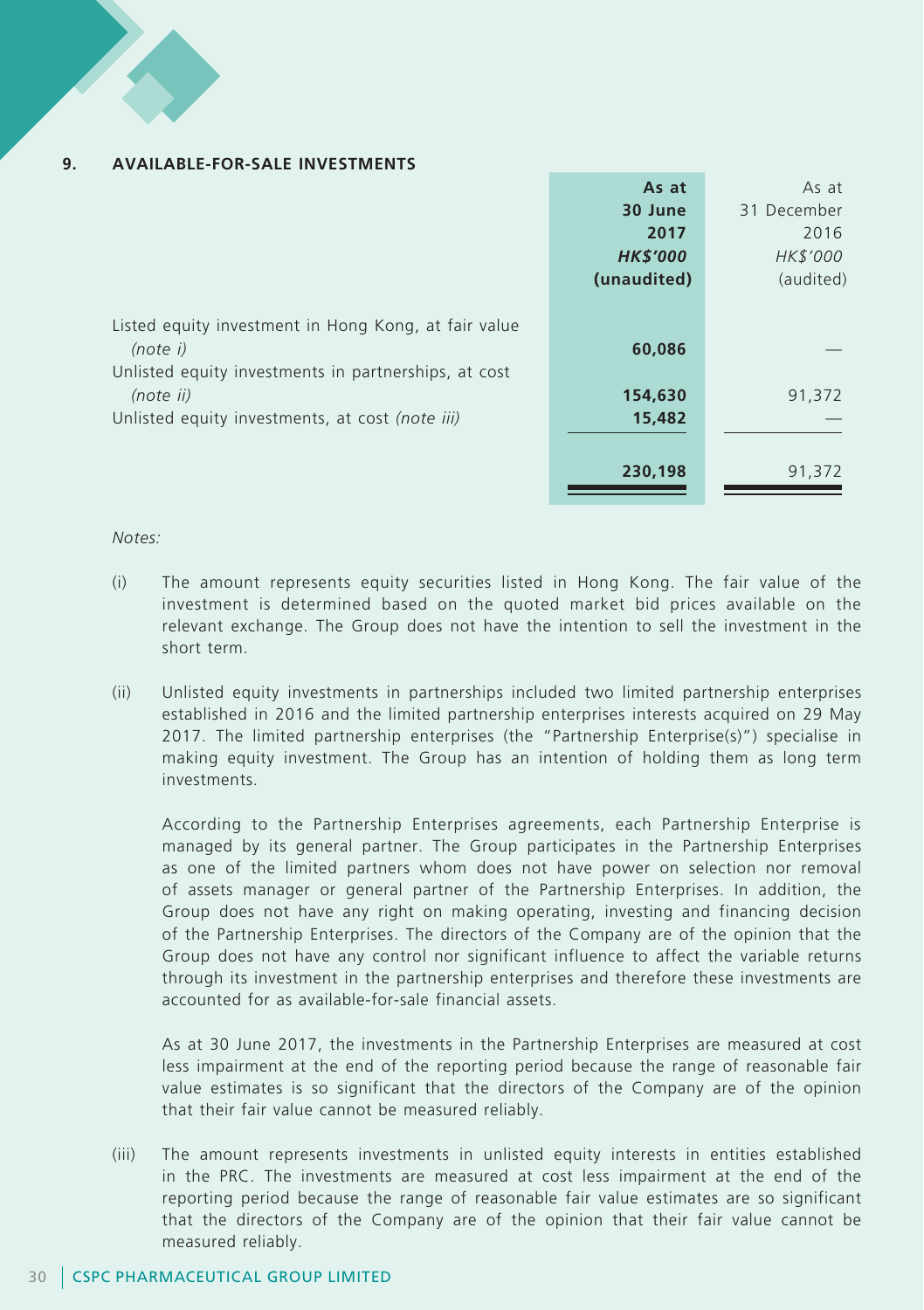## 9. AVAILABLE-FOR-SALE INVESTMENTS

| | **As at 30 June 2017** | As at 31 December 2016 |
|---|---|---|
| | ***HK$'000*** | *HK$'000* |
| | **(unaudited)** | (audited) |
| Listed equity investment in Hong Kong, at fair value *(note i)* | **60,086** | — |
| Unlisted equity investments in partnerships, at cost *(note ii)* | **154,630** | 91,372 |
| Unlisted equity investments, at cost *(note iii)* | **15,482** | — |
| | **230,198** | 91,372 |

*Notes:*

(i) The amount represents equity securities listed in Hong Kong. The fair value of the investment is determined based on the quoted market bid prices available on the relevant exchange. The Group does not have the intention to sell the investment in the short term.

(ii) Unlisted equity investments in partnerships included two limited partnership enterprises established in 2016 and the limited partnership enterprises interests acquired on 29 May 2017. The limited partnership enterprises (the "Partnership Enterprise(s)") specialise in making equity investment. The Group has an intention of holding them as long term investments.

According to the Partnership Enterprises agreements, each Partnership Enterprise is managed by its general partner. The Group participates in the Partnership Enterprises as one of the limited partners whom does not have power on selection nor removal of assets manager or general partner of the Partnership Enterprises. In addition, the Group does not have any right on making operating, investing and financing decision of the Partnership Enterprises. The directors of the Company are of the opinion that the Group does not have any control nor significant influence to affect the variable returns through its investment in the partnership enterprises and therefore these investments are accounted for as available-for-sale financial assets.

As at 30 June 2017, the investments in the Partnership Enterprises are measured at cost less impairment at the end of the reporting period because the range of reasonable fair value estimates is so significant that the directors of the Company are of the opinion that their fair value cannot be measured reliably.

(iii) The amount represents investments in unlisted equity interests in entities established in the PRC. The investments are measured at cost less impairment at the end of the reporting period because the range of reasonable fair value estimates are so significant that the directors of the Company are of the opinion that their fair value cannot be measured reliably.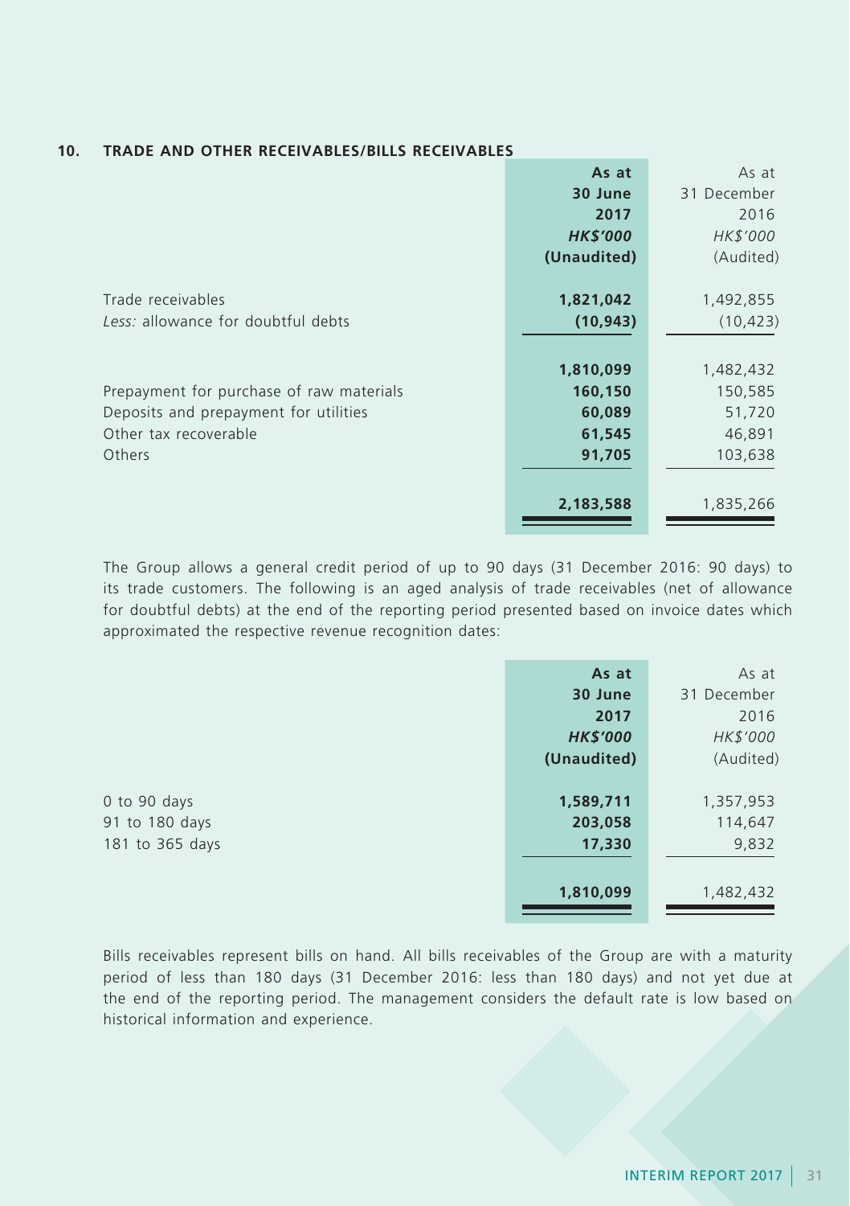## 10. TRADE AND OTHER RECEIVABLES/BILLS RECEIVABLES

| | **As at 30 June 2017** | As at 31 December 2016 |
|---|---|---|
| | ***HK$'000*** | *HK$'000* |
| | **(Unaudited)** | (Audited) |
| Trade receivables | **1,821,042** | 1,492,855 |
| *Less:* allowance for doubtful debts | **(10,943)** | (10,423) |
| | **1,810,099** | 1,482,432 |
| Prepayment for purchase of raw materials | **160,150** | 150,585 |
| Deposits and prepayment for utilities | **60,089** | 51,720 |
| Other tax recoverable | **61,545** | 46,891 |
| Others | **91,705** | 103,638 |
| | **2,183,588** | 1,835,266 |

The Group allows a general credit period of up to 90 days (31 December 2016: 90 days) to its trade customers. The following is an aged analysis of trade receivables (net of allowance for doubtful debts) at the end of the reporting period presented based on invoice dates which approximated the respective revenue recognition dates:

| | **As at 30 June 2017** | As at 31 December 2016 |
|---|---|---|
| | ***HK$'000*** | *HK$'000* |
| | **(Unaudited)** | (Audited) |
| 0 to 90 days | **1,589,711** | 1,357,953 |
| 91 to 180 days | **203,058** | 114,647 |
| 181 to 365 days | **17,330** | 9,832 |
| | **1,810,099** | 1,482,432 |

Bills receivables represent bills on hand. All bills receivables of the Group are with a maturity period of less than 180 days (31 December 2016: less than 180 days) and not yet due at the end of the reporting period. The management considers the default rate is low based on historical information and experience.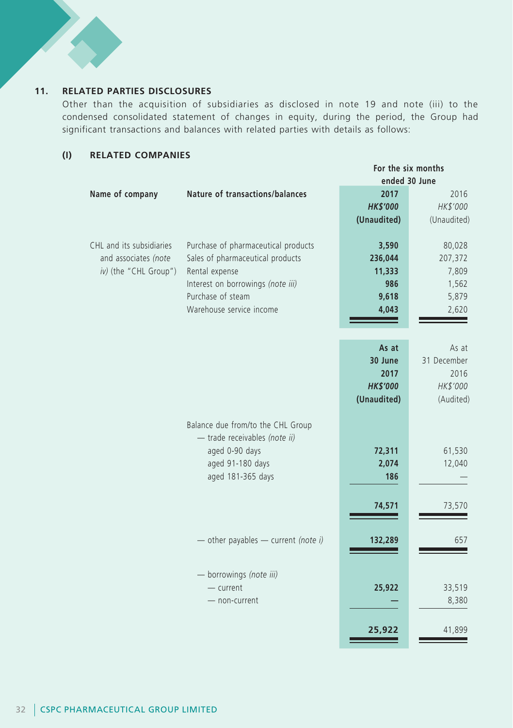## 11. RELATED PARTIES DISCLOSURES

Other than the acquisition of subsidiaries as disclosed in note 19 and note (iii) to the condensed consolidated statement of changes in equity, during the period, the Group had significant transactions and balances with related parties with details as follows:

### (I) RELATED COMPANIES

| Name of company | Nature of transactions/balances | For the six months ended 30 June 2017 HK$'000 (Unaudited) | 2016 HK$'000 (Unaudited) |
|---|---|---|---|
| CHL and its subsidiaries and associates *(note iv)* (the "CHL Group") | Purchase of pharmaceutical products | **3,590** | 80,028 |
| | Sales of pharmaceutical products | **236,044** | 207,372 |
| | Rental expense | **11,333** | 7,809 |
| | Interest on borrowings *(note iii)* | **986** | 1,562 |
| | Purchase of steam | **9,618** | 5,879 |
| | Warehouse service income | **4,043** | 2,620 |

| | As at 30 June 2017 HK$'000 (Unaudited) | As at 31 December 2016 HK$'000 (Audited) |
|---|---|---|
| Balance due from/to the CHL Group | | |
| — trade receivables *(note ii)* | | |
| aged 0-90 days | **72,311** | 61,530 |
| aged 91-180 days | **2,074** | 12,040 |
| aged 181-365 days | **186** | — |
| | **74,571** | 73,570 |
| — other payables — current *(note i)* | **132,289** | 657 |
| — borrowings *(note iii)* | | |
| — current | **25,922** | 33,519 |
| — non-current | **—** | 8,380 |
| | **25,922** | 41,899 |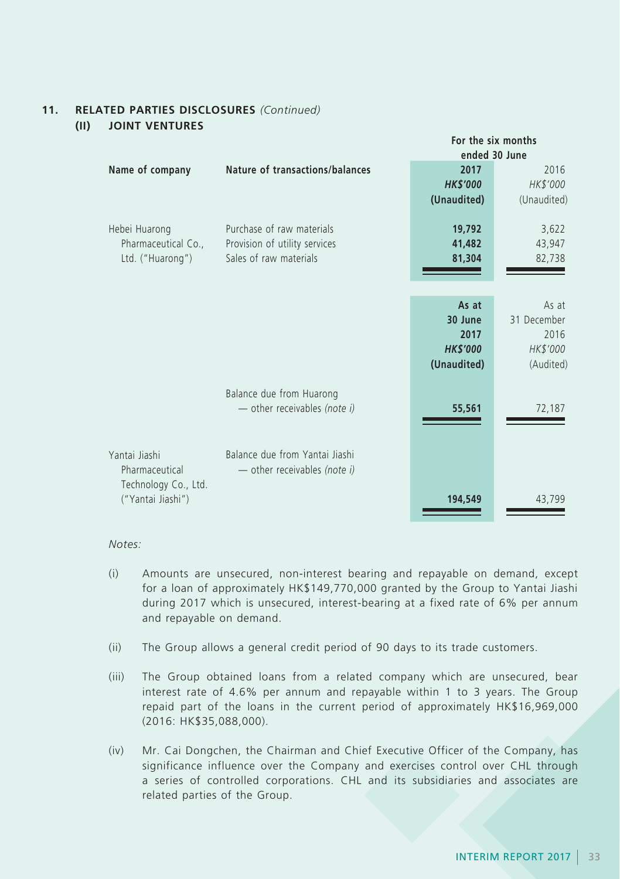## 11. RELATED PARTIES DISCLOSURES *(Continued)*

### (II) JOINT VENTURES

| Name of company | Nature of transactions/balances | For the six months ended 30 June 2017 HK$'000 (Unaudited) | For the six months ended 30 June 2016 HK$'000 (Unaudited) |
|---|---|---|---|
| Hebei Huarong Pharmaceutical Co., Ltd. ("Huarong") | Purchase of raw materials | **19,792** | 3,622 |
| | Provision of utility services | **41,482** | 43,947 |
| | Sales of raw materials | **81,304** | 82,738 |

| Name of company | Nature of transactions/balances | As at 30 June 2017 HK$'000 (Unaudited) | As at 31 December 2016 HK$'000 (Audited) |
|---|---|---|---|
| Hebei Huarong Pharmaceutical Co., Ltd. ("Huarong") | Balance due from Huarong — other receivables *(note i)* | **55,561** | 72,187 |
| Yantai Jiashi Pharmaceutical Technology Co., Ltd. ("Yantai Jiashi") | Balance due from Yantai Jiashi — other receivables *(note i)* | **194,549** | 43,799 |

*Notes:*

(i) Amounts are unsecured, non-interest bearing and repayable on demand, except for a loan of approximately HK$149,770,000 granted by the Group to Yantai Jiashi during 2017 which is unsecured, interest-bearing at a fixed rate of 6% per annum and repayable on demand.

(ii) The Group allows a general credit period of 90 days to its trade customers.

(iii) The Group obtained loans from a related company which are unsecured, bear interest rate of 4.6% per annum and repayable within 1 to 3 years. The Group repaid part of the loans in the current period of approximately HK$16,969,000 (2016: HK$35,088,000).

(iv) Mr. Cai Dongchen, the Chairman and Chief Executive Officer of the Company, has significance influence over the Company and exercises control over CHL through a series of controlled corporations. CHL and its subsidiaries and associates are related parties of the Group.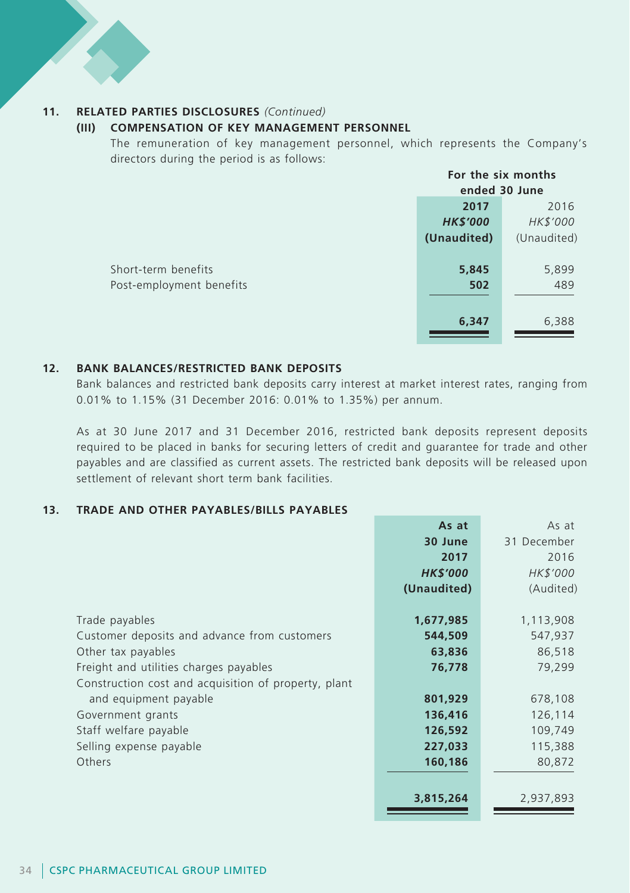## 11. RELATED PARTIES DISCLOSURES *(Continued)*

### (III) COMPENSATION OF KEY MANAGEMENT PERSONNEL

The remuneration of key management personnel, which represents the Company's directors during the period is as follows:

| | For the six months ended 30 June | |
|---|---|---|
| | **2017** | 2016 |
| | ***HK$'000*** | *HK$'000* |
| | **(Unaudited)** | (Unaudited) |
| Short-term benefits | **5,845** | 5,899 |
| Post-employment benefits | **502** | 489 |
| | **6,347** | 6,388 |

## 12. BANK BALANCES/RESTRICTED BANK DEPOSITS

Bank balances and restricted bank deposits carry interest at market interest rates, ranging from 0.01% to 1.15% (31 December 2016: 0.01% to 1.35%) per annum.

As at 30 June 2017 and 31 December 2016, restricted bank deposits represent deposits required to be placed in banks for securing letters of credit and guarantee for trade and other payables and are classified as current assets. The restricted bank deposits will be released upon settlement of relevant short term bank facilities.

## 13. TRADE AND OTHER PAYABLES/BILLS PAYABLES

| | **As at 30 June 2017** | As at 31 December 2016 |
|---|---|---|
| | ***HK$'000*** | *HK$'000* |
| | **(Unaudited)** | (Audited) |
| Trade payables | **1,677,985** | 1,113,908 |
| Customer deposits and advance from customers | **544,509** | 547,937 |
| Other tax payables | **63,836** | 86,518 |
| Freight and utilities charges payables | **76,778** | 79,299 |
| Construction cost and acquisition of property, plant and equipment payable | **801,929** | 678,108 |
| Government grants | **136,416** | 126,114 |
| Staff welfare payable | **126,592** | 109,749 |
| Selling expense payable | **227,033** | 115,388 |
| Others | **160,186** | 80,872 |
| | **3,815,264** | 2,937,893 |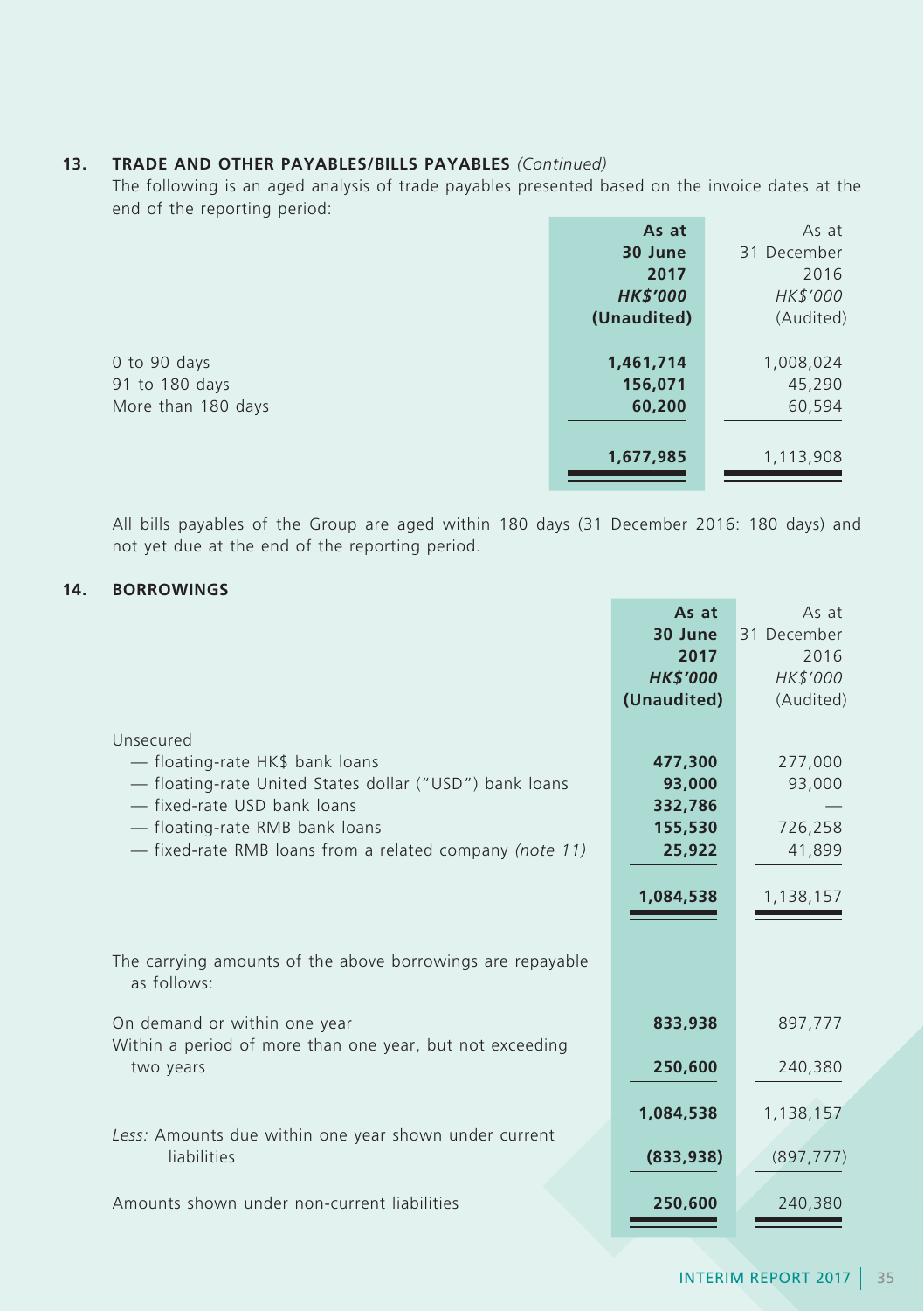## 13. TRADE AND OTHER PAYABLES/BILLS PAYABLES *(Continued)*

The following is an aged analysis of trade payables presented based on the invoice dates at the end of the reporting period:

| | **As at 30 June 2017** | As at 31 December 2016 |
|---|---|---|
| | ***HK$'000*** | *HK$'000* |
| | **(Unaudited)** | (Audited) |
| 0 to 90 days | **1,461,714** | 1,008,024 |
| 91 to 180 days | **156,071** | 45,290 |
| More than 180 days | **60,200** | 60,594 |
| | **1,677,985** | 1,113,908 |

All bills payables of the Group are aged within 180 days (31 December 2016: 180 days) and not yet due at the end of the reporting period.

## 14. BORROWINGS

| | **As at 30 June 2017** | As at 31 December 2016 |
|---|---|---|
| | ***HK$'000*** | *HK$'000* |
| | **(Unaudited)** | (Audited) |
| Unsecured | | |
| — floating-rate HK$ bank loans | **477,300** | 277,000 |
| — floating-rate United States dollar ("USD") bank loans | **93,000** | 93,000 |
| — fixed-rate USD bank loans | **332,786** | — |
| — floating-rate RMB bank loans | **155,530** | 726,258 |
| — fixed-rate RMB loans from a related company *(note 11)* | **25,922** | 41,899 |
| | **1,084,538** | 1,138,157 |
| The carrying amounts of the above borrowings are repayable as follows: | | |
| On demand or within one year | **833,938** | 897,777 |
| Within a period of more than one year, but not exceeding two years | **250,600** | 240,380 |
| | **1,084,538** | 1,138,157 |
| *Less:* Amounts due within one year shown under current liabilities | **(833,938)** | (897,777) |
| Amounts shown under non-current liabilities | **250,600** | 240,380 |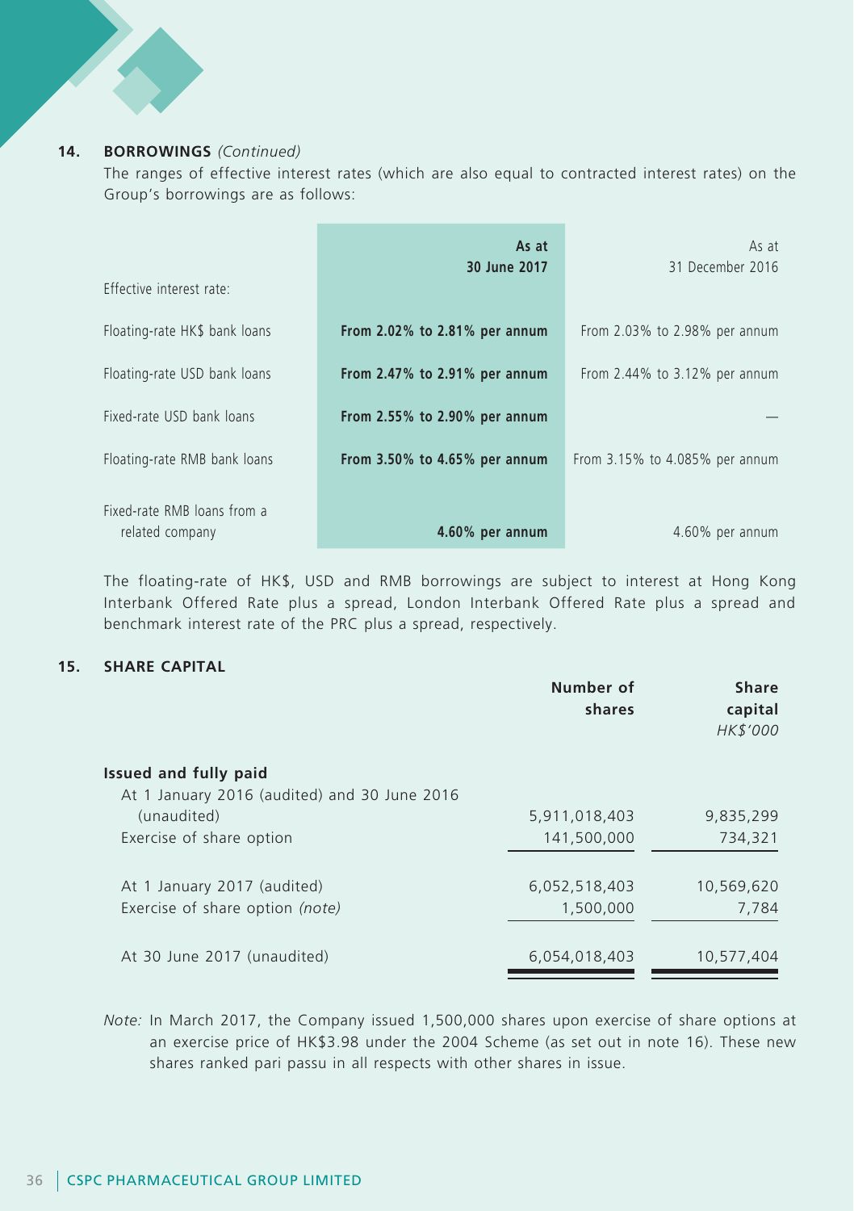## 14. BORROWINGS *(Continued)*

The ranges of effective interest rates (which are also equal to contracted interest rates) on the Group's borrowings are as follows:

| Effective interest rate: | **As at 30 June 2017** | As at 31 December 2016 |
|---|---|---|
| Floating-rate HK$ bank loans | **From 2.02% to 2.81% per annum** | From 2.03% to 2.98% per annum |
| Floating-rate USD bank loans | **From 2.47% to 2.91% per annum** | From 2.44% to 3.12% per annum |
| Fixed-rate USD bank loans | **From 2.55% to 2.90% per annum** | — |
| Floating-rate RMB bank loans | **From 3.50% to 4.65% per annum** | From 3.15% to 4.085% per annum |
| Fixed-rate RMB loans from a related company | **4.60% per annum** | 4.60% per annum |

The floating-rate of HK$, USD and RMB borrowings are subject to interest at Hong Kong Interbank Offered Rate plus a spread, London Interbank Offered Rate plus a spread and benchmark interest rate of the PRC plus a spread, respectively.

## 15. SHARE CAPITAL

| | Number of shares | Share capital *HK$'000* |
|---|---|---|
| **Issued and fully paid** | | |
| At 1 January 2016 (audited) and 30 June 2016 (unaudited) | 5,911,018,403 | 9,835,299 |
| Exercise of share option | 141,500,000 | 734,321 |
| At 1 January 2017 (audited) | 6,052,518,403 | 10,569,620 |
| Exercise of share option *(note)* | 1,500,000 | 7,784 |
| At 30 June 2017 (unaudited) | 6,054,018,403 | 10,577,404 |

*Note:* In March 2017, the Company issued 1,500,000 shares upon exercise of share options at an exercise price of HK$3.98 under the 2004 Scheme (as set out in note 16). These new shares ranked pari passu in all respects with other shares in issue.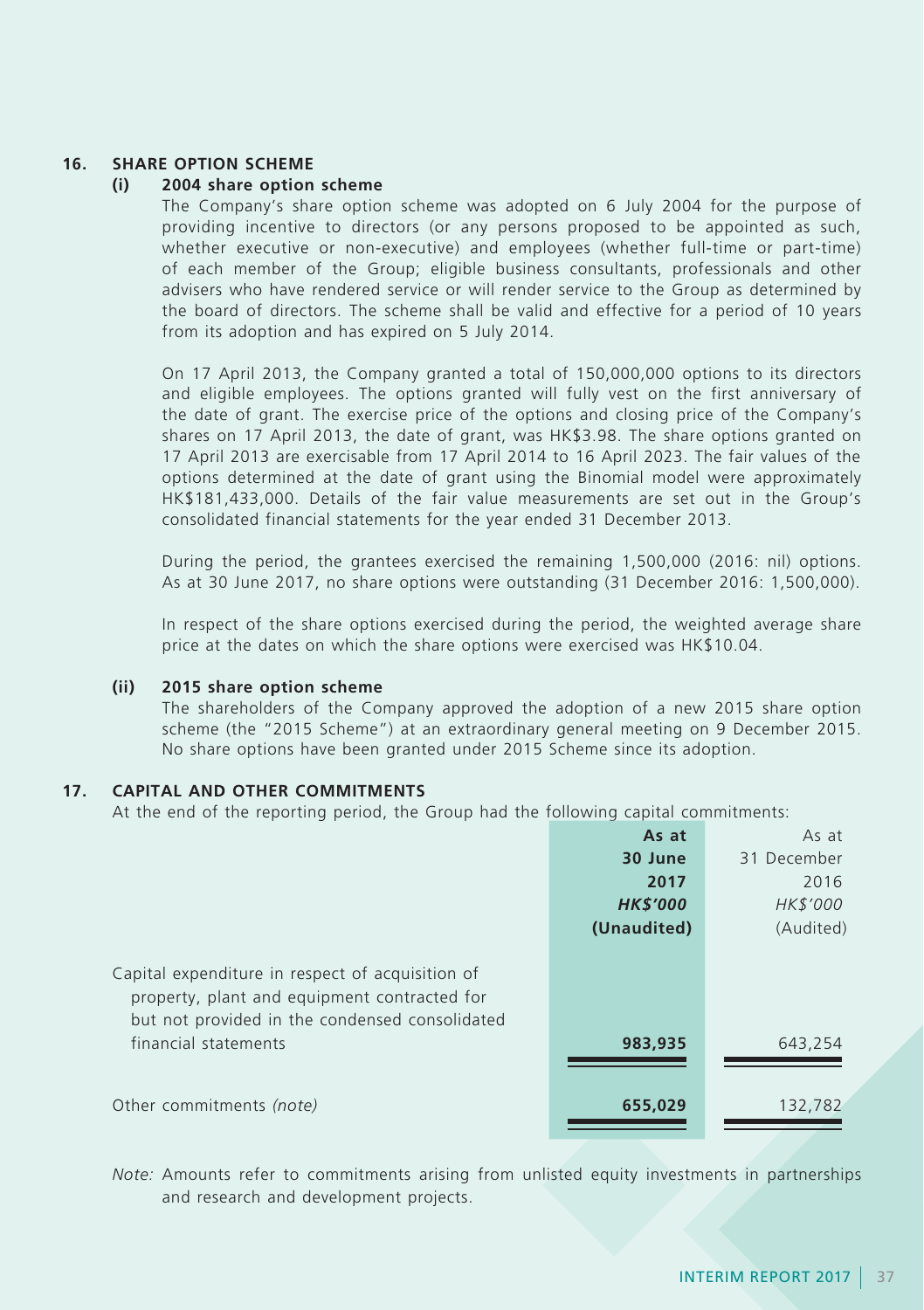## 16. SHARE OPTION SCHEME

### (i) 2004 share option scheme

The Company's share option scheme was adopted on 6 July 2004 for the purpose of providing incentive to directors (or any persons proposed to be appointed as such, whether executive or non-executive) and employees (whether full-time or part-time) of each member of the Group; eligible business consultants, professionals and other advisers who have rendered service or will render service to the Group as determined by the board of directors. The scheme shall be valid and effective for a period of 10 years from its adoption and has expired on 5 July 2014.

On 17 April 2013, the Company granted a total of 150,000,000 options to its directors and eligible employees. The options granted will fully vest on the first anniversary of the date of grant. The exercise price of the options and closing price of the Company's shares on 17 April 2013, the date of grant, was HK$3.98. The share options granted on 17 April 2013 are exercisable from 17 April 2014 to 16 April 2023. The fair values of the options determined at the date of grant using the Binomial model were approximately HK$181,433,000. Details of the fair value measurements are set out in the Group's consolidated financial statements for the year ended 31 December 2013.

During the period, the grantees exercised the remaining 1,500,000 (2016: nil) options. As at 30 June 2017, no share options were outstanding (31 December 2016: 1,500,000).

In respect of the share options exercised during the period, the weighted average share price at the dates on which the share options were exercised was HK$10.04.

### (ii) 2015 share option scheme

The shareholders of the Company approved the adoption of a new 2015 share option scheme (the "2015 Scheme") at an extraordinary general meeting on 9 December 2015. No share options have been granted under 2015 Scheme since its adoption.

## 17. CAPITAL AND OTHER COMMITMENTS

At the end of the reporting period, the Group had the following capital commitments:

| | **As at 30 June 2017** *HK$'000* **(Unaudited)** | As at 31 December 2016 *HK$'000* (Audited) |
|---|---|---|
| Capital expenditure in respect of acquisition of property, plant and equipment contracted for but not provided in the condensed consolidated financial statements | **983,935** | 643,254 |
| Other commitments *(note)* | **655,029** | 132,782 |

*Note:* Amounts refer to commitments arising from unlisted equity investments in partnerships and research and development projects.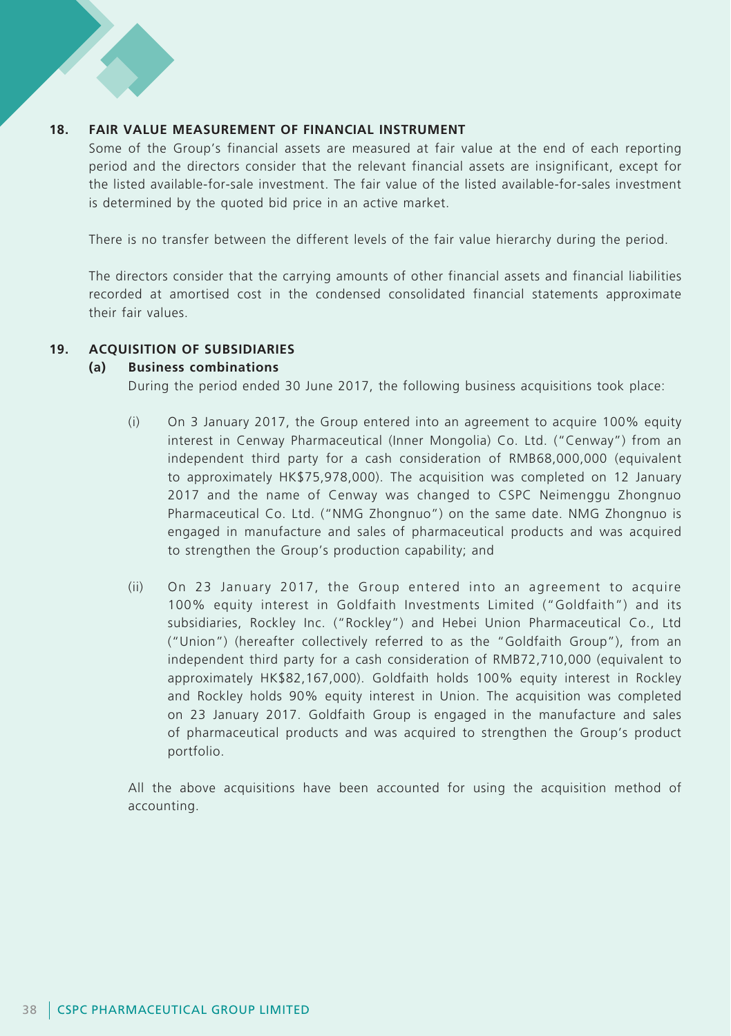## 18. FAIR VALUE MEASUREMENT OF FINANCIAL INSTRUMENT

Some of the Group's financial assets are measured at fair value at the end of each reporting period and the directors consider that the relevant financial assets are insignificant, except for the listed available-for-sale investment. The fair value of the listed available-for-sales investment is determined by the quoted bid price in an active market.

There is no transfer between the different levels of the fair value hierarchy during the period.

The directors consider that the carrying amounts of other financial assets and financial liabilities recorded at amortised cost in the condensed consolidated financial statements approximate their fair values.

## 19. ACQUISITION OF SUBSIDIARIES

### (a) Business combinations

During the period ended 30 June 2017, the following business acquisitions took place:

(i) On 3 January 2017, the Group entered into an agreement to acquire 100% equity interest in Cenway Pharmaceutical (Inner Mongolia) Co. Ltd. ("Cenway") from an independent third party for a cash consideration of RMB68,000,000 (equivalent to approximately HK$75,978,000). The acquisition was completed on 12 January 2017 and the name of Cenway was changed to CSPC Neimenggu Zhongnuo Pharmaceutical Co. Ltd. ("NMG Zhongnuo") on the same date. NMG Zhongnuo is engaged in manufacture and sales of pharmaceutical products and was acquired to strengthen the Group's production capability; and

(ii) On 23 January 2017, the Group entered into an agreement to acquire 100% equity interest in Goldfaith Investments Limited ("Goldfaith") and its subsidiaries, Rockley Inc. ("Rockley") and Hebei Union Pharmaceutical Co., Ltd ("Union") (hereafter collectively referred to as the "Goldfaith Group"), from an independent third party for a cash consideration of RMB72,710,000 (equivalent to approximately HK$82,167,000). Goldfaith holds 100% equity interest in Rockley and Rockley holds 90% equity interest in Union. The acquisition was completed on 23 January 2017. Goldfaith Group is engaged in the manufacture and sales of pharmaceutical products and was acquired to strengthen the Group's product portfolio.

All the above acquisitions have been accounted for using the acquisition method of accounting.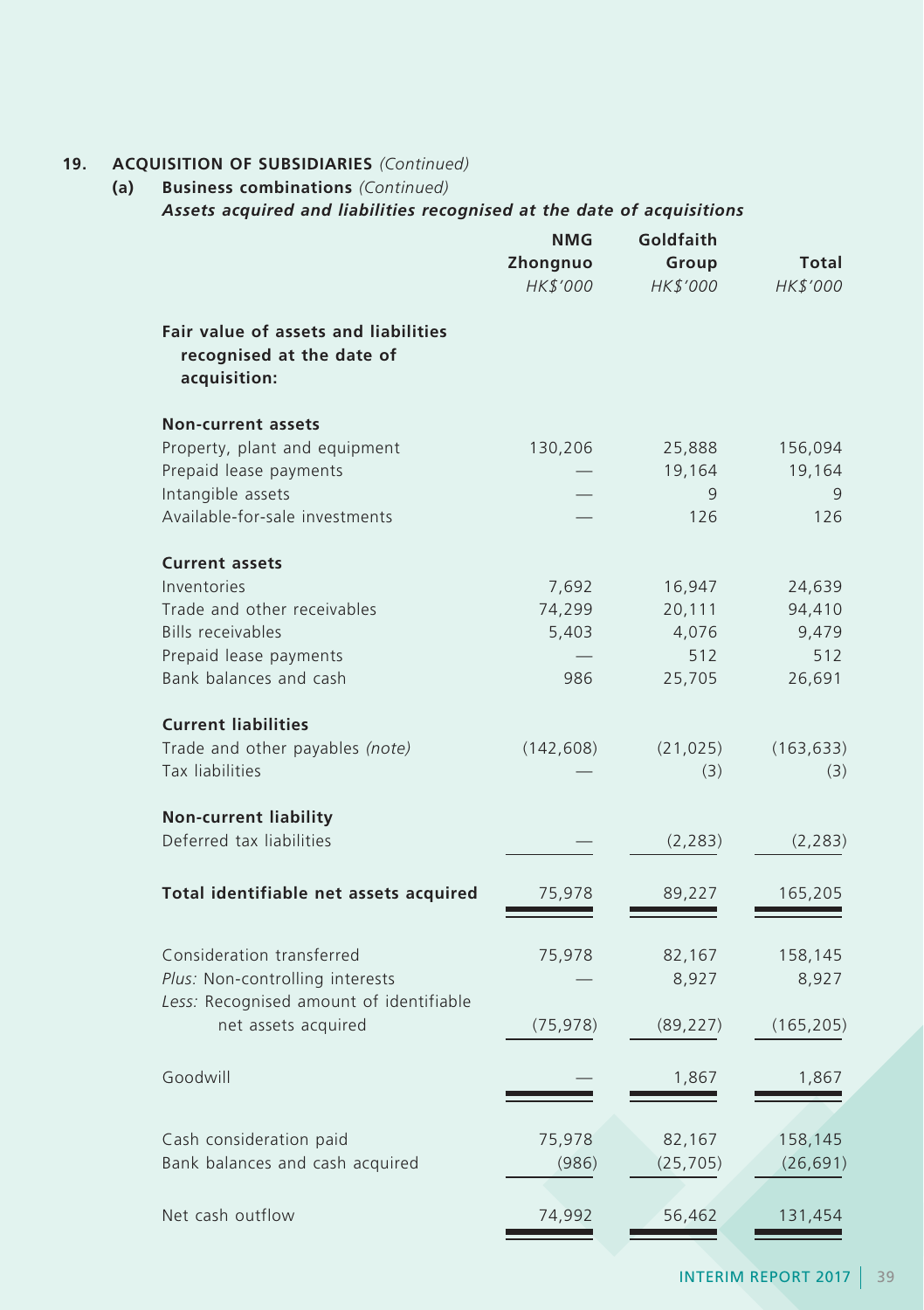## 19. ACQUISITION OF SUBSIDIARIES *(Continued)*

### (a) Business combinations *(Continued)*

***Assets acquired and liabilities recognised at the date of acquisitions***

| | NMG Zhongnuo | Goldfaith Group | Total |
|---|---|---|---|
| | *HK$'000* | *HK$'000* | *HK$'000* |
| **Fair value of assets and liabilities recognised at the date of acquisition:** | | | |
| **Non-current assets** | | | |
| Property, plant and equipment | 130,206 | 25,888 | 156,094 |
| Prepaid lease payments | — | 19,164 | 19,164 |
| Intangible assets | — | 9 | 9 |
| Available-for-sale investments | — | 126 | 126 |
| **Current assets** | | | |
| Inventories | 7,692 | 16,947 | 24,639 |
| Trade and other receivables | 74,299 | 20,111 | 94,410 |
| Bills receivables | 5,403 | 4,076 | 9,479 |
| Prepaid lease payments | — | 512 | 512 |
| Bank balances and cash | 986 | 25,705 | 26,691 |
| **Current liabilities** | | | |
| Trade and other payables *(note)* | (142,608) | (21,025) | (163,633) |
| Tax liabilities | — | (3) | (3) |
| **Non-current liability** | | | |
| Deferred tax liabilities | — | (2,283) | (2,283) |
| **Total identifiable net assets acquired** | 75,978 | 89,227 | 165,205 |
| Consideration transferred | 75,978 | 82,167 | 158,145 |
| *Plus:* Non-controlling interests | — | 8,927 | 8,927 |
| *Less:* Recognised amount of identifiable net assets acquired | (75,978) | (89,227) | (165,205) |
| Goodwill | — | 1,867 | 1,867 |
| Cash consideration paid | 75,978 | 82,167 | 158,145 |
| Bank balances and cash acquired | (986) | (25,705) | (26,691) |
| Net cash outflow | 74,992 | 56,462 | 131,454 |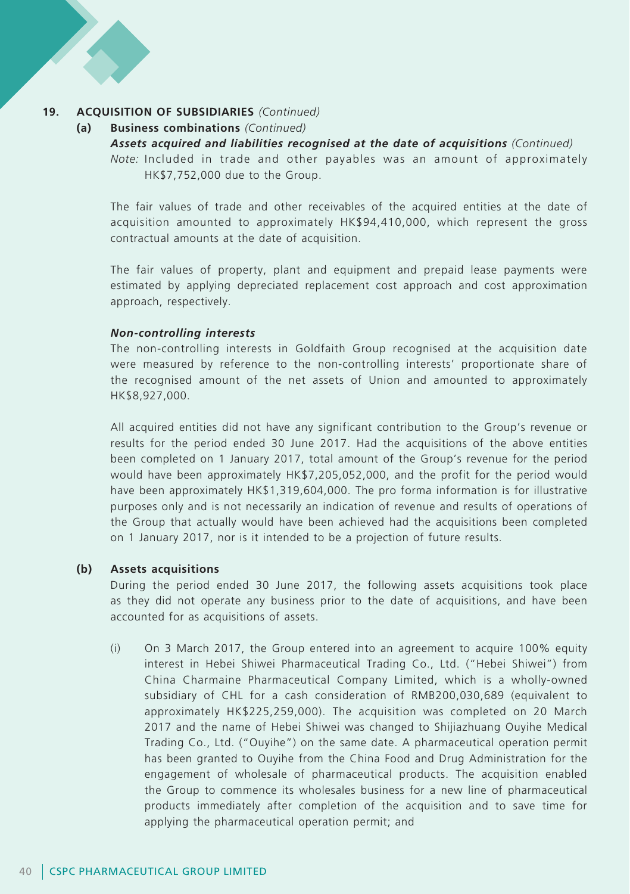## 19. ACQUISITION OF SUBSIDIARIES *(Continued)*

### (a) Business combinations *(Continued)*

***Assets acquired and liabilities recognised at the date of acquisitions*** *(Continued)*

*Note:* Included in trade and other payables was an amount of approximately HK$7,752,000 due to the Group.

The fair values of trade and other receivables of the acquired entities at the date of acquisition amounted to approximately HK$94,410,000, which represent the gross contractual amounts at the date of acquisition.

The fair values of property, plant and equipment and prepaid lease payments were estimated by applying depreciated replacement cost approach and cost approximation approach, respectively.

***Non-controlling interests***

The non-controlling interests in Goldfaith Group recognised at the acquisition date were measured by reference to the non-controlling interests' proportionate share of the recognised amount of the net assets of Union and amounted to approximately HK$8,927,000.

All acquired entities did not have any significant contribution to the Group's revenue or results for the period ended 30 June 2017. Had the acquisitions of the above entities been completed on 1 January 2017, total amount of the Group's revenue for the period would have been approximately HK$7,205,052,000, and the profit for the period would have been approximately HK$1,319,604,000. The pro forma information is for illustrative purposes only and is not necessarily an indication of revenue and results of operations of the Group that actually would have been achieved had the acquisitions been completed on 1 January 2017, nor is it intended to be a projection of future results.

### (b) Assets acquisitions

During the period ended 30 June 2017, the following assets acquisitions took place as they did not operate any business prior to the date of acquisitions, and have been accounted for as acquisitions of assets.

(i) On 3 March 2017, the Group entered into an agreement to acquire 100% equity interest in Hebei Shiwei Pharmaceutical Trading Co., Ltd. ("Hebei Shiwei") from China Charmaine Pharmaceutical Company Limited, which is a wholly-owned subsidiary of CHL for a cash consideration of RMB200,030,689 (equivalent to approximately HK$225,259,000). The acquisition was completed on 20 March 2017 and the name of Hebei Shiwei was changed to Shijiazhuang Ouyihe Medical Trading Co., Ltd. ("Ouyihe") on the same date. A pharmaceutical operation permit has been granted to Ouyihe from the China Food and Drug Administration for the engagement of wholesale of pharmaceutical products. The acquisition enabled the Group to commence its wholesales business for a new line of pharmaceutical products immediately after completion of the acquisition and to save time for applying the pharmaceutical operation permit; and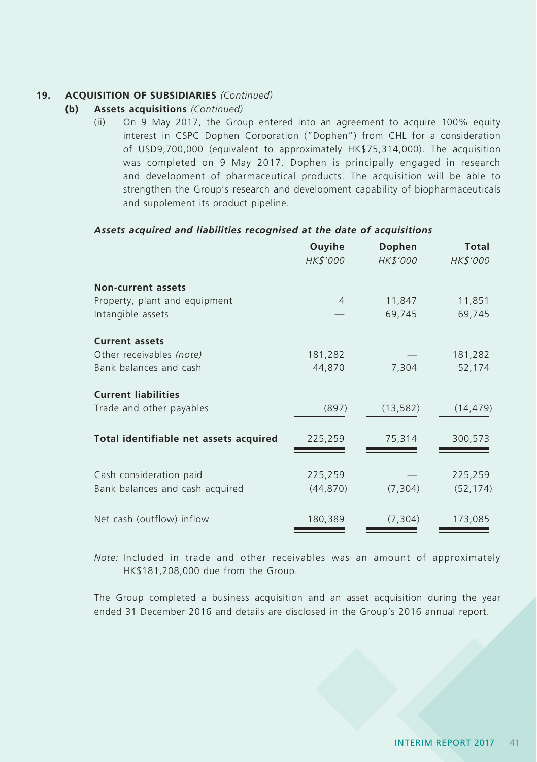## 19. ACQUISITION OF SUBSIDIARIES *(Continued)*

### (b) Assets acquisitions *(Continued)*

(ii) On 9 May 2017, the Group entered into an agreement to acquire 100% equity interest in CSPC Dophen Corporation ("Dophen") from CHL for a consideration of USD9,700,000 (equivalent to approximately HK$75,314,000). The acquisition was completed on 9 May 2017. Dophen is principally engaged in research and development of pharmaceutical products. The acquisition will be able to strengthen the Group's research and development capability of biopharmaceuticals and supplement its product pipeline.

***Assets acquired and liabilities recognised at the date of acquisitions***

| | Ouyihe | Dophen | Total |
|---|---|---|---|
| | *HK$'000* | *HK$'000* | *HK$'000* |
| **Non-current assets** | | | |
| Property, plant and equipment | 4 | 11,847 | 11,851 |
| Intangible assets | — | 69,745 | 69,745 |
| **Current assets** | | | |
| Other receivables *(note)* | 181,282 | — | 181,282 |
| Bank balances and cash | 44,870 | 7,304 | 52,174 |
| **Current liabilities** | | | |
| Trade and other payables | (897) | (13,582) | (14,479) |
| **Total identifiable net assets acquired** | 225,259 | 75,314 | 300,573 |
| Cash consideration paid | 225,259 | — | 225,259 |
| Bank balances and cash acquired | (44,870) | (7,304) | (52,174) |
| Net cash (outflow) inflow | 180,389 | (7,304) | 173,085 |

*Note:* Included in trade and other receivables was an amount of approximately HK$181,208,000 due from the Group.

The Group completed a business acquisition and an asset acquisition during the year ended 31 December 2016 and details are disclosed in the Group's 2016 annual report.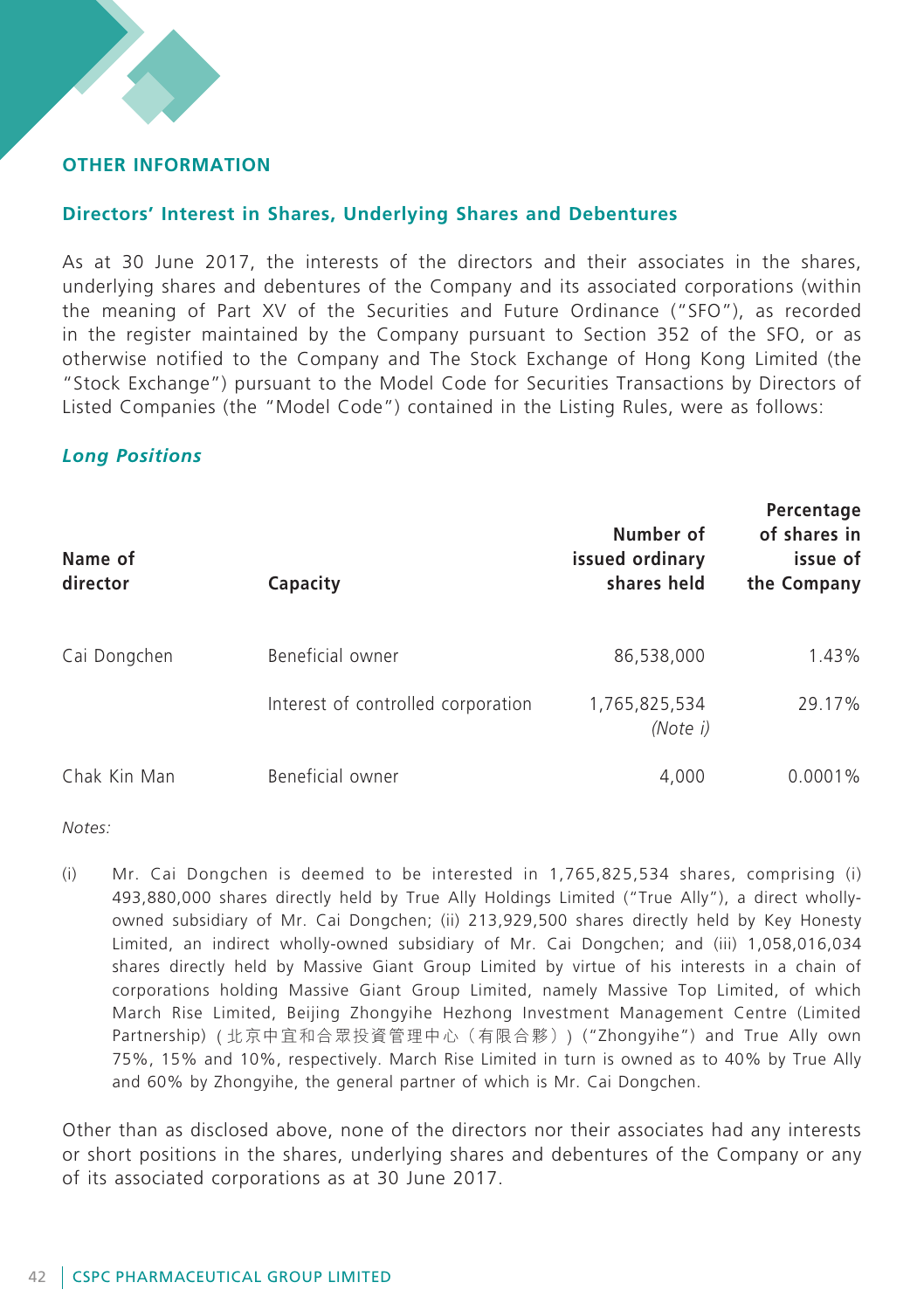# OTHER INFORMATION

## Directors' Interest in Shares, Underlying Shares and Debentures

As at 30 June 2017, the interests of the directors and their associates in the shares, underlying shares and debentures of the Company and its associated corporations (within the meaning of Part XV of the Securities and Future Ordinance ("SFO"), as recorded in the register maintained by the Company pursuant to Section 352 of the SFO, or as otherwise notified to the Company and The Stock Exchange of Hong Kong Limited (the "Stock Exchange") pursuant to the Model Code for Securities Transactions by Directors of Listed Companies (the "Model Code") contained in the Listing Rules, were as follows:

### *Long Positions*

| Name of director | Capacity | Number of issued ordinary shares held | Percentage of shares in issue of the Company |
|---|---|---|---|
| Cai Dongchen | Beneficial owner | 86,538,000 | 1.43% |
| | Interest of controlled corporation | 1,765,825,534 *(Note i)* | 29.17% |
| Chak Kin Man | Beneficial owner | 4,000 | 0.0001% |

*Notes:*

(i) Mr. Cai Dongchen is deemed to be interested in 1,765,825,534 shares, comprising (i) 493,880,000 shares directly held by True Ally Holdings Limited ("True Ally"), a direct wholly-owned subsidiary of Mr. Cai Dongchen; (ii) 213,929,500 shares directly held by Key Honesty Limited, an indirect wholly-owned subsidiary of Mr. Cai Dongchen; and (iii) 1,058,016,034 shares directly held by Massive Giant Group Limited by virtue of his interests in a chain of corporations holding Massive Giant Group Limited, namely Massive Top Limited, of which March Rise Limited, Beijing Zhongyihe Hezhong Investment Management Centre (Limited Partnership) (北京中宜和合眾投資管理中心（有限合夥）) ("Zhongyihe") and True Ally own 75%, 15% and 10%, respectively. March Rise Limited in turn is owned as to 40% by True Ally and 60% by Zhongyihe, the general partner of which is Mr. Cai Dongchen.

Other than as disclosed above, none of the directors nor their associates had any interests or short positions in the shares, underlying shares and debentures of the Company or any of its associated corporations as at 30 June 2017.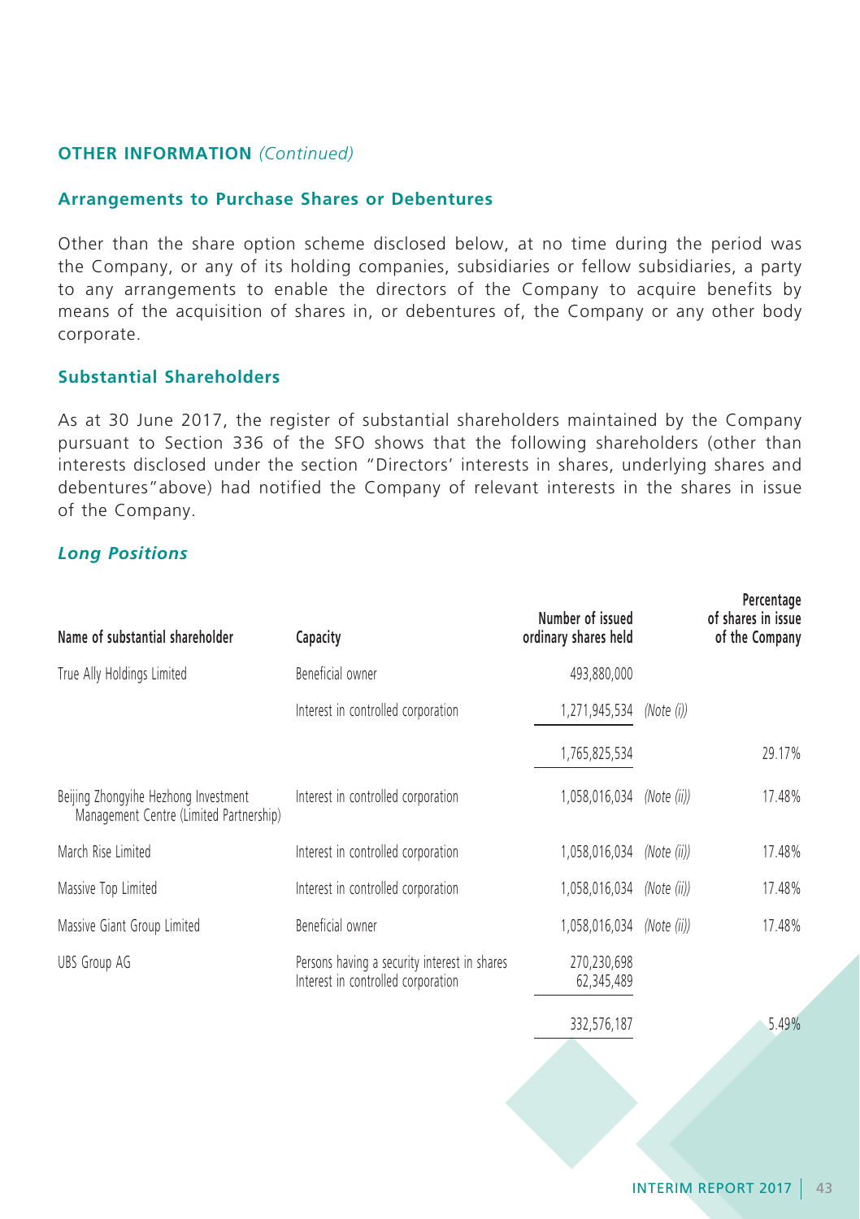## OTHER INFORMATION *(Continued)*

### Arrangements to Purchase Shares or Debentures

Other than the share option scheme disclosed below, at no time during the period was the Company, or any of its holding companies, subsidiaries or fellow subsidiaries, a party to any arrangements to enable the directors of the Company to acquire benefits by means of the acquisition of shares in, or debentures of, the Company or any other body corporate.

### Substantial Shareholders

As at 30 June 2017, the register of substantial shareholders maintained by the Company pursuant to Section 336 of the SFO shows that the following shareholders (other than interests disclosed under the section "Directors' interests in shares, underlying shares and debentures" above) had notified the Company of relevant interests in the shares in issue of the Company.

#### *Long Positions*

| Name of substantial shareholder | Capacity | Number of issued ordinary shares held | | Percentage of shares in issue of the Company |
|---|---|---|---|---|
| True Ally Holdings Limited | Beneficial owner | 493,880,000 | | |
| | Interest in controlled corporation | 1,271,945,534 | *(Note (i))* | |
| | | 1,765,825,534 | | 29.17% |
| Beijing Zhongyihe Hezhong Investment Management Centre (Limited Partnership) | Interest in controlled corporation | 1,058,016,034 | *(Note (ii))* | 17.48% |
| March Rise Limited | Interest in controlled corporation | 1,058,016,034 | *(Note (ii))* | 17.48% |
| Massive Top Limited | Interest in controlled corporation | 1,058,016,034 | *(Note (ii))* | 17.48% |
| Massive Giant Group Limited | Beneficial owner | 1,058,016,034 | *(Note (ii))* | 17.48% |
| UBS Group AG | Persons having a security interest in shares<br>Interest in controlled corporation | 270,230,698<br>62,345,489 | | |
| | | 332,576,187 | | 5.49% |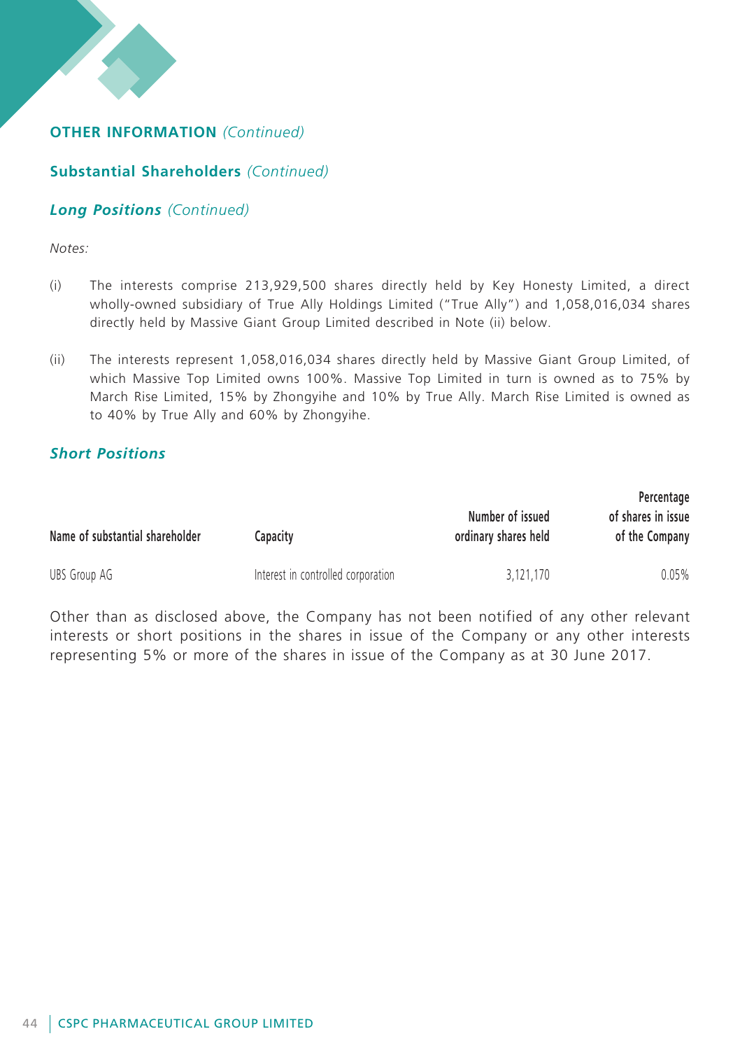## OTHER INFORMATION *(Continued)*

### Substantial Shareholders *(Continued)*

#### *Long Positions (Continued)*

*Notes:*

(i) The interests comprise 213,929,500 shares directly held by Key Honesty Limited, a direct wholly-owned subsidiary of True Ally Holdings Limited ("True Ally") and 1,058,016,034 shares directly held by Massive Giant Group Limited described in Note (ii) below.

(ii) The interests represent 1,058,016,034 shares directly held by Massive Giant Group Limited, of which Massive Top Limited owns 100%. Massive Top Limited in turn is owned as to 75% by March Rise Limited, 15% by Zhongyihe and 10% by True Ally. March Rise Limited is owned as to 40% by True Ally and 60% by Zhongyihe.

#### *Short Positions*

| Name of substantial shareholder | Capacity | Number of issued ordinary shares held | Percentage of shares in issue of the Company |
|---|---|---|---|
| UBS Group AG | Interest in controlled corporation | 3,121,170 | 0.05% |

Other than as disclosed above, the Company has not been notified of any other relevant interests or short positions in the shares in issue of the Company or any other interests representing 5% or more of the shares in issue of the Company as at 30 June 2017.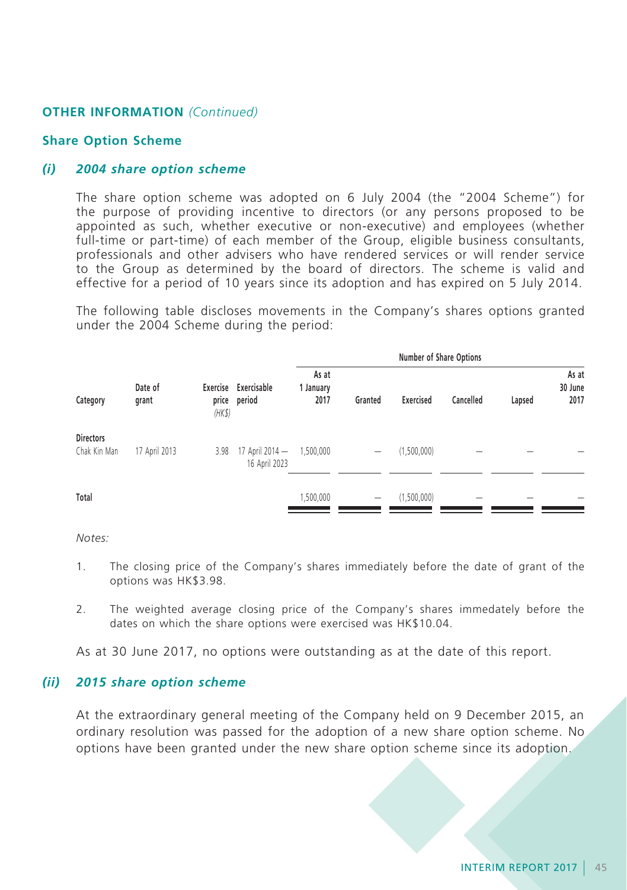## OTHER INFORMATION *(Continued)*

### Share Option Scheme

#### *(i) 2004 share option scheme*

The share option scheme was adopted on 6 July 2004 (the "2004 Scheme") for the purpose of providing incentive to directors (or any persons proposed to be appointed as such, whether executive or non-executive) and employees (whether full-time or part-time) of each member of the Group, eligible business consultants, professionals and other advisers who have rendered services or will render service to the Group as determined by the board of directors. The scheme is valid and effective for a period of 10 years since its adoption and has expired on 5 July 2014.

The following table discloses movements in the Company's shares options granted under the 2004 Scheme during the period:

| Category | Date of grant | Exercise price *(HK$)* | Exercisable period | Number of Share Options | | | | | |
|---|---|---|---|---|---|---|---|---|---|
| | | | | As at 1 January 2017 | Granted | Exercised | Cancelled | Lapsed | As at 30 June 2017 |
| **Directors** | | | | | | | | | |
| Chak Kin Man | 17 April 2013 | 3.98 | 17 April 2014 — 16 April 2023 | 1,500,000 | — | (1,500,000) | — | — | — |
| **Total** | | | | 1,500,000 | — | (1,500,000) | — | — | — |

*Notes:*

1. The closing price of the Company's shares immediately before the date of grant of the options was HK$3.98.

2. The weighted average closing price of the Company's shares immedately before the dates on which the share options were exercised was HK$10.04.

As at 30 June 2017, no options were outstanding as at the date of this report.

#### *(ii) 2015 share option scheme*

At the extraordinary general meeting of the Company held on 9 December 2015, an ordinary resolution was passed for the adoption of a new share option scheme. No options have been granted under the new share option scheme since its adoption.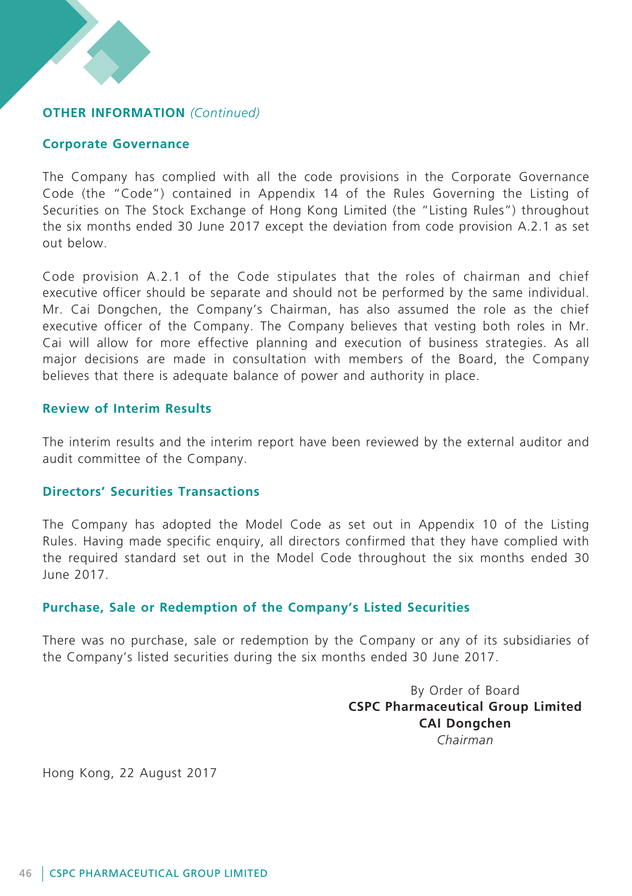## OTHER INFORMATION *(Continued)*

### Corporate Governance

The Company has complied with all the code provisions in the Corporate Governance Code (the "Code") contained in Appendix 14 of the Rules Governing the Listing of Securities on The Stock Exchange of Hong Kong Limited (the "Listing Rules") throughout the six months ended 30 June 2017 except the deviation from code provision A.2.1 as set out below.

Code provision A.2.1 of the Code stipulates that the roles of chairman and chief executive officer should be separate and should not be performed by the same individual. Mr. Cai Dongchen, the Company's Chairman, has also assumed the role as the chief executive officer of the Company. The Company believes that vesting both roles in Mr. Cai will allow for more effective planning and execution of business strategies. As all major decisions are made in consultation with members of the Board, the Company believes that there is adequate balance of power and authority in place.

### Review of Interim Results

The interim results and the interim report have been reviewed by the external auditor and audit committee of the Company.

### Directors' Securities Transactions

The Company has adopted the Model Code as set out in Appendix 10 of the Listing Rules. Having made specific enquiry, all directors confirmed that they have complied with the required standard set out in the Model Code throughout the six months ended 30 June 2017.

### Purchase, Sale or Redemption of the Company's Listed Securities

There was no purchase, sale or redemption by the Company or any of its subsidiaries of the Company's listed securities during the six months ended 30 June 2017.

By Order of Board
**CSPC Pharmaceutical Group Limited**
**CAI Dongchen**
*Chairman*

Hong Kong, 22 August 2017